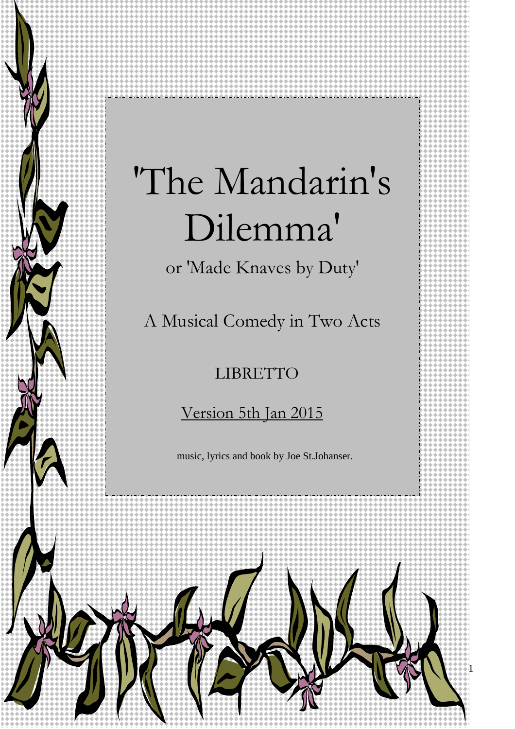# 'The Mandarin's Dilemma'

or 'Made Knaves by Duty'

A Musical Comedy in Two Acts

LIBRETTO

Version 5th Jan 2015

music, lyrics and book by Joe St.Johanser.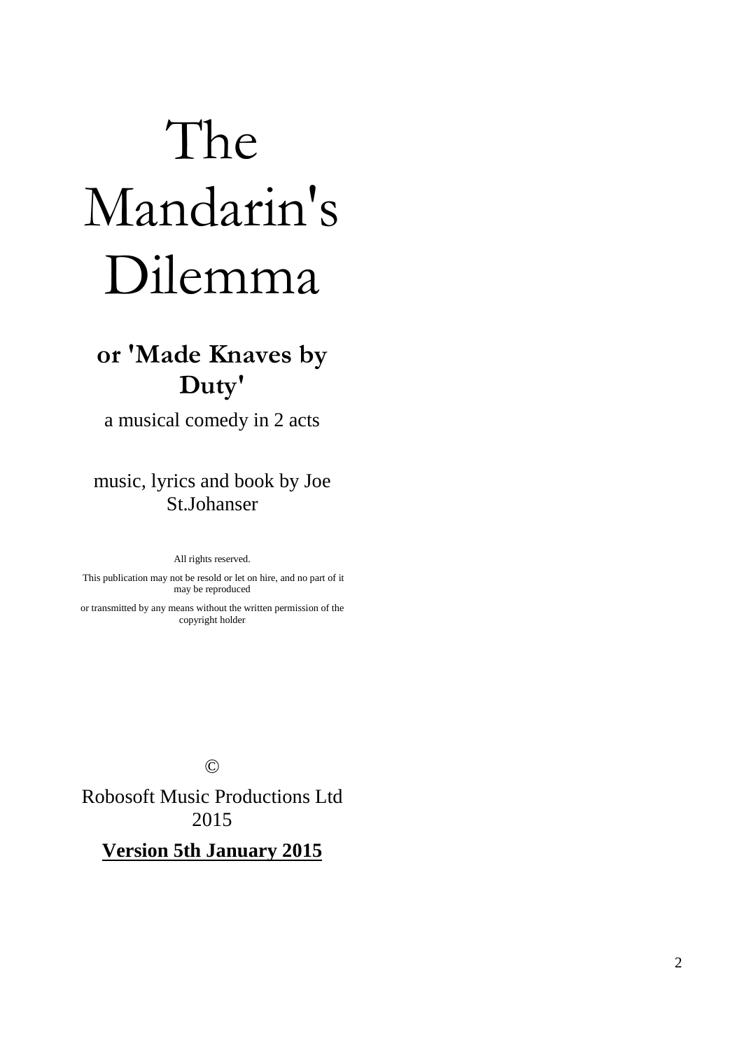# The Mandarin's Dilemma

## or 'Made Knaves by Duty'

a musical comedy in 2 acts

music, lyrics and book by Joe St.Johanser

All rights reserved.

This publication may not be resold or let on hire, and no part of it may be reproduced

or transmitted by any means without the written permission of the copyright holder

©

Robosoft Music Productions Ltd 2015

**Version 5th January 2015**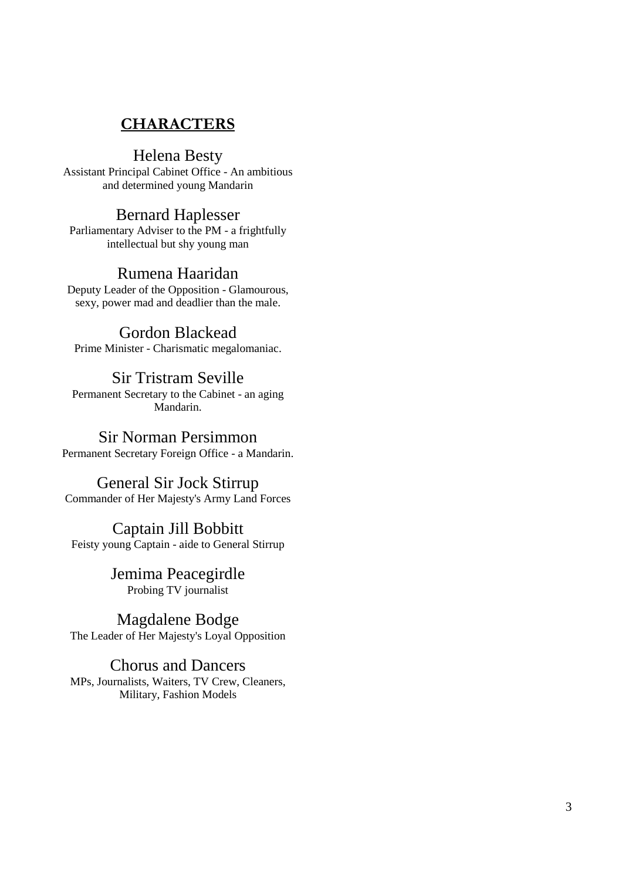# CHARACTERS

### Helena Besty

Assistant Principal Cabinet Office - An ambitious and determined young Mandarin

### Bernard Haplesser

Parliamentary Adviser to the PM - a frightfully intellectual but shy young man

### Rumena Haaridan

Deputy Leader of the Opposition - Glamourous, sexy, power mad and deadlier than the male.

### Gordon Blackead

Prime Minister - Charismatic megalomaniac.

### Sir Tristram Seville

Permanent Secretary to the Cabinet - an aging Mandarin.

### Sir Norman Persimmon

Permanent Secretary Foreign Office - a Mandarin.

### General Sir Jock Stirrup

Commander of Her Majesty's Army Land Forces

### Captain Jill Bobbitt

Feisty young Captain - aide to General Stirrup

### Jemima Peacegirdle

Probing TV journalist

### Magdalene Bodge

The Leader of Her Majesty's Loyal Opposition

### Chorus and Dancers

MPs, Journalists, Waiters, TV Crew, Cleaners, Military, Fashion Models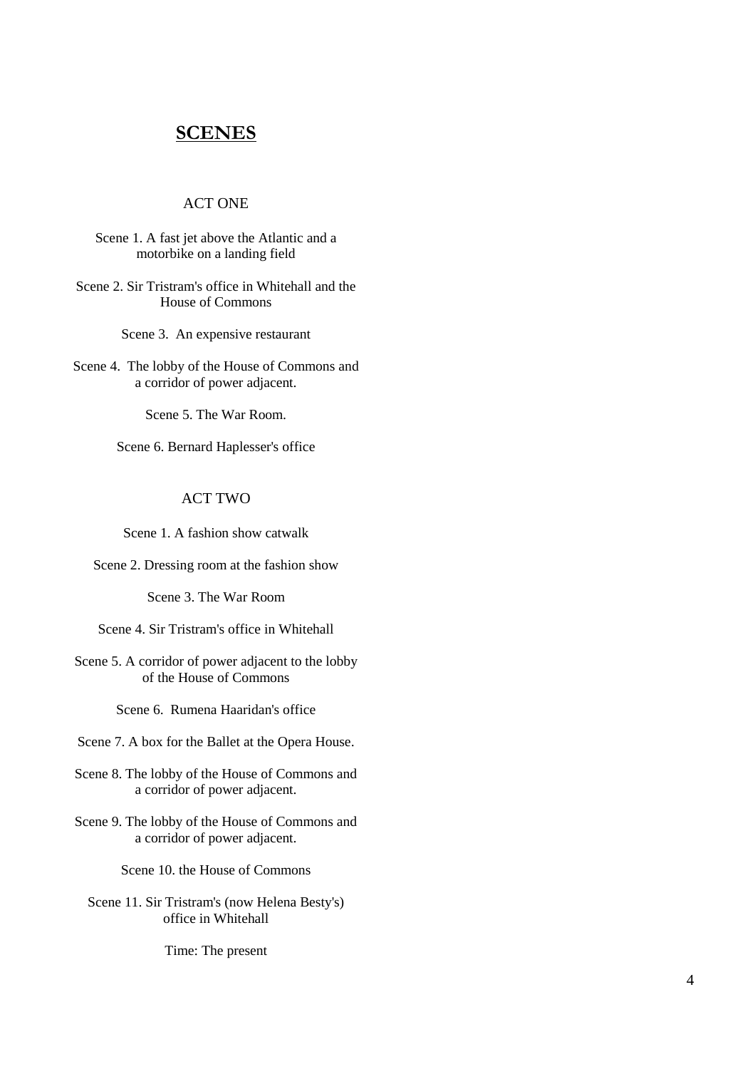# SCENES

## ACT ONE

Scene 1. A fast jet above the Atlantic and a motorbike on a landing field

Scene 2. Sir Tristram's office in Whitehall and the House of Commons

Scene 3. An expensive restaurant

Scene 4. The lobby of the House of Commons and a corridor of power adjacent.

Scene 5. The War Room.

Scene 6. Bernard Haplesser's office

## ACT TWO

Scene 1. A fashion show catwalk

Scene 2. Dressing room at the fashion show

Scene 3. The War Room

Scene 4. Sir Tristram's office in Whitehall

Scene 5. A corridor of power adjacent to the lobby of the House of Commons

Scene 6. Rumena Haaridan's office

Scene 7. A box for the Ballet at the Opera House.

Scene 8. The lobby of the House of Commons and a corridor of power adjacent.

Scene 9. The lobby of the House of Commons and a corridor of power adjacent.

Scene 10. the House of Commons

Scene 11. Sir Tristram's (now Helena Besty's) office in Whitehall

Time: The present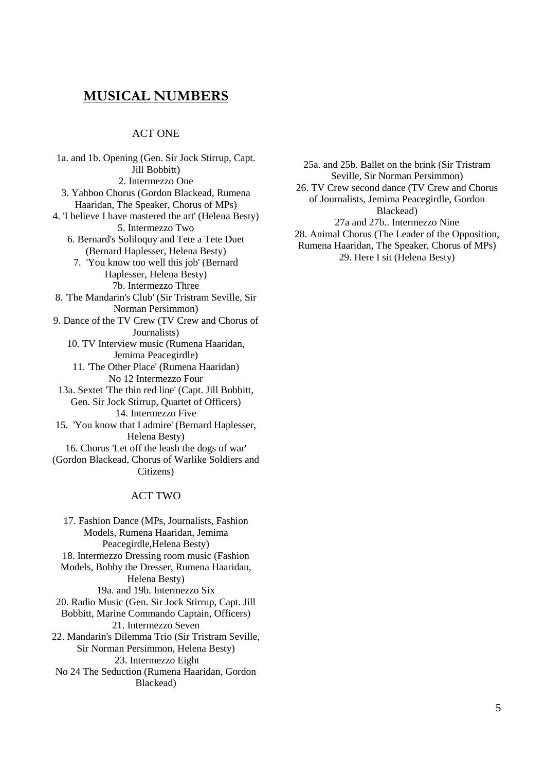# MUSICAL NUMBERS

## ACT ONE

1a. and 1b. Opening (Gen. Sir Jock Stirrup, Capt. Jill Bobbitt)
2. Intermezzo One
3. Yahboo Chorus (Gordon Blackead, Rumena Haaridan, The Speaker, Chorus of MPs)
4. 'I believe I have mastered the art' (Helena Besty)
5. Intermezzo Two
6. Bernard's Soliloquy and Tete a Tete Duet (Bernard Haplesser, Helena Besty)
7. 'You know too well this job' (Bernard Haplesser, Helena Besty)
7b. Intermezzo Three
8. 'The Mandarin's Club' (Sir Tristram Seville, Sir Norman Persimmon)
9. Dance of the TV Crew (TV Crew and Chorus of Journalists)
10. TV Interview music (Rumena Haaridan, Jemima Peacegirdle)
11. 'The Other Place' (Rumena Haaridan)
No 12 Intermezzo Four
13a. Sextet 'The thin red line' (Capt. Jill Bobbitt, Gen. Sir Jock Stirrup, Quartet of Officers)
14. Intermezzo Five
15. 'You know that I admire' (Bernard Haplesser, Helena Besty)
16. Chorus 'Let off the leash the dogs of war' (Gordon Blackead, Chorus of Warlike Soldiers and Citizens)

## ACT TWO

17. Fashion Dance (MPs, Journalists, Fashion Models, Rumena Haaridan, Jemima Peacegirdle,Helena Besty)
18. Intermezzo Dressing room music (Fashion Models, Bobby the Dresser, Rumena Haaridan, Helena Besty)
19a. and 19b. Intermezzo Six
20. Radio Music (Gen. Sir Jock Stirrup, Capt. Jill Bobbitt, Marine Commando Captain, Officers)
21. Intermezzo Seven
22. Mandarin's Dilemma Trio (Sir Tristram Seville, Sir Norman Persimmon, Helena Besty)
23. Intermezzo Eight
No 24 The Seduction (Rumena Haaridan, Gordon Blackead)
25a. and 25b. Ballet on the brink (Sir Tristram Seville, Sir Norman Persimmon)
26. TV Crew second dance (TV Crew and Chorus of Journalists, Jemima Peacegirdle, Gordon Blackead)
27a and 27b.. Intermezzo Nine
28. Animal Chorus (The Leader of the Opposition, Rumena Haaridan, The Speaker, Chorus of MPs)
29. Here I sit (Helena Besty)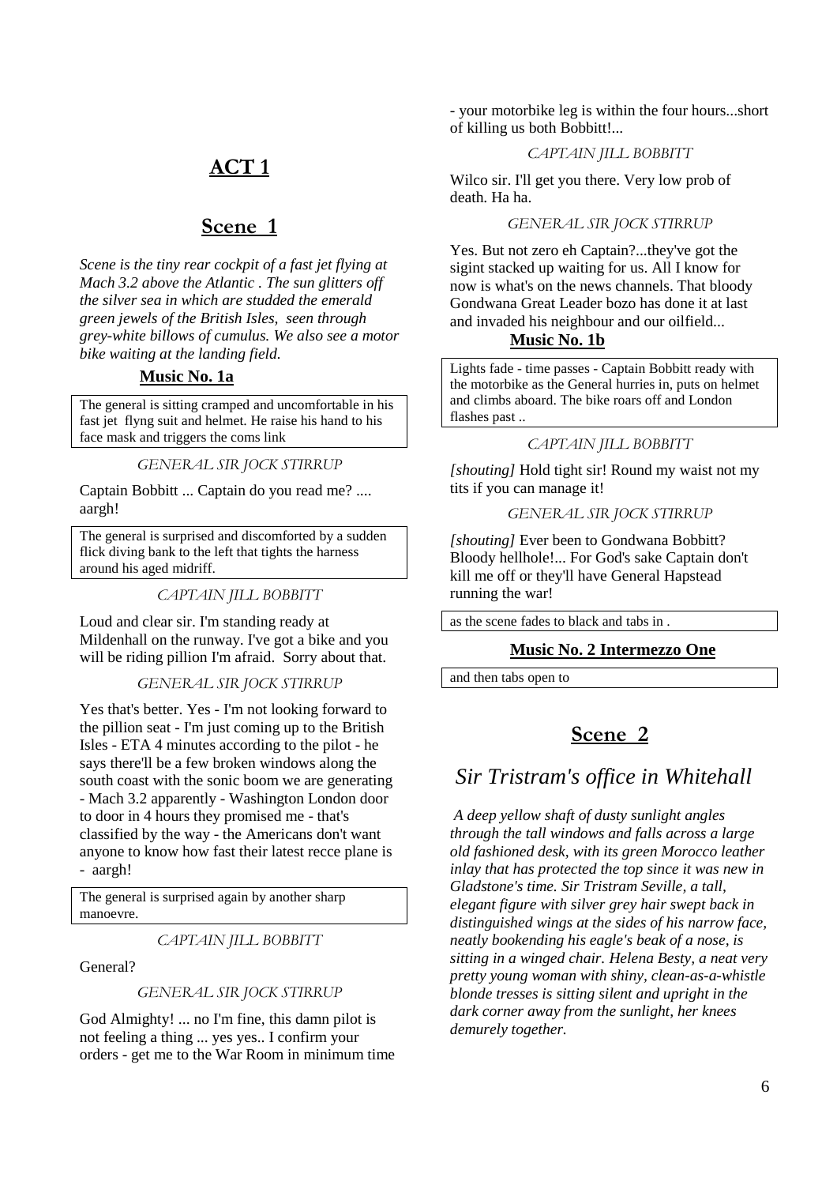# ACT 1

## Scene 1

*Scene is the tiny rear cockpit of a fast jet flying at Mach 3.2 above the Atlantic . The sun glitters off the silver sea in which are studded the emerald green jewels of the British Isles, seen through grey-white billows of cumulus. We also see a motor bike waiting at the landing field.*

**Music No. 1a**

The general is sitting cramped and uncomfortable in his fast jet flyng suit and helmet. He raise his hand to his face mask and triggers the coms link

GENERAL SIR JOCK STIRRUP

Captain Bobbitt ... Captain do you read me? .... aargh!

The general is surprised and discomforted by a sudden flick diving bank to the left that tights the harness around his aged midriff.

CAPTAIN JILL BOBBITT

Loud and clear sir. I'm standing ready at Mildenhall on the runway. I've got a bike and you will be riding pillion I'm afraid. Sorry about that.

GENERAL SIR JOCK STIRRUP

Yes that's better. Yes - I'm not looking forward to the pillion seat - I'm just coming up to the British Isles - ETA 4 minutes according to the pilot - he says there'll be a few broken windows along the south coast with the sonic boom we are generating - Mach 3.2 apparently - Washington London door to door in 4 hours they promised me - that's classified by the way - the Americans don't want anyone to know how fast their latest recce plane is - aargh!

The general is surprised again by another sharp manoevre.

CAPTAIN JILL BOBBITT

General?

GENERAL SIR JOCK STIRRUP

God Almighty! ... no I'm fine, this damn pilot is not feeling a thing ... yes yes.. I confirm your orders - get me to the War Room in minimum time - your motorbike leg is within the four hours...short of killing us both Bobbitt!...

CAPTAIN JILL BOBBITT

Wilco sir. I'll get you there. Very low prob of death. Ha ha.

GENERAL SIR JOCK STIRRUP

Yes. But not zero eh Captain?...they've got the sigint stacked up waiting for us. All I know for now is what's on the news channels. That bloody Gondwana Great Leader bozo has done it at last and invaded his neighbour and our oilfield...

**Music No. 1b**

Lights fade - time passes - Captain Bobbitt ready with the motorbike as the General hurries in, puts on helmet and climbs aboard. The bike roars off and London flashes past ..

CAPTAIN JILL BOBBITT

*[shouting]* Hold tight sir! Round my waist not my tits if you can manage it!

GENERAL SIR JOCK STIRRUP

*[shouting]* Ever been to Gondwana Bobbitt? Bloody hellhole!... For God's sake Captain don't kill me off or they'll have General Hapstead running the war!

as the scene fades to black and tabs in .

**Music No. 2 Intermezzo One**

and then tabs open to

## Scene 2

### Sir Tristram's office in Whitehall

*A deep yellow shaft of dusty sunlight angles through the tall windows and falls across a large old fashioned desk, with its green Morocco leather inlay that has protected the top since it was new in Gladstone's time. Sir Tristram Seville, a tall, elegant figure with silver grey hair swept back in distinguished wings at the sides of his narrow face, neatly bookending his eagle's beak of a nose, is sitting in a winged chair. Helena Besty, a neat very pretty young woman with shiny, clean-as-a-whistle blonde tresses is sitting silent and upright in the dark corner away from the sunlight, her knees demurely together.*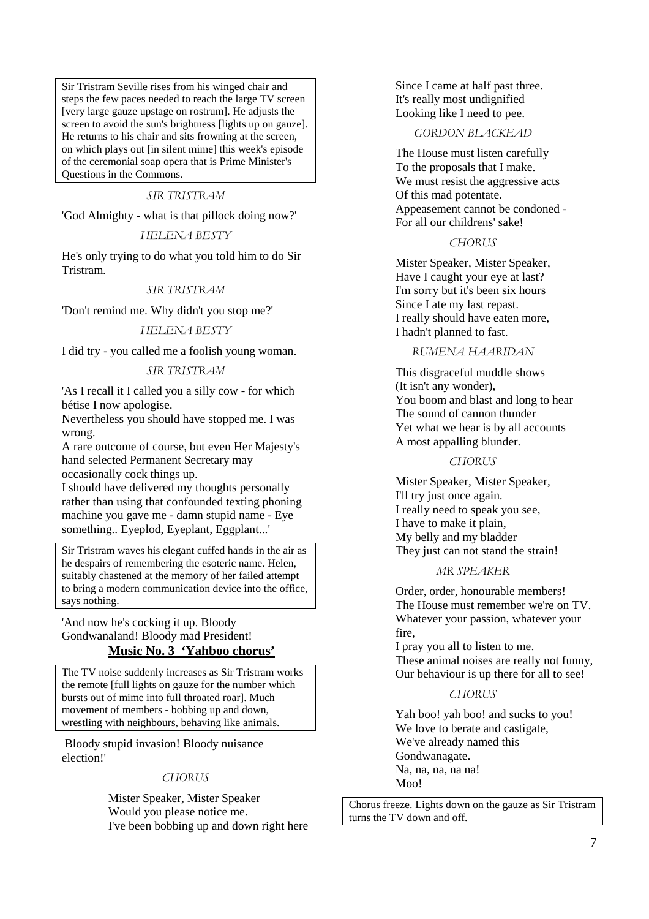Sir Tristram Seville rises from his winged chair and steps the few paces needed to reach the large TV screen [very large gauze upstage on rostrum]. He adjusts the screen to avoid the sun's brightness [lights up on gauze]. He returns to his chair and sits frowning at the screen, on which plays out [in silent mime] this week's episode of the ceremonial soap opera that is Prime Minister's Questions in the Commons.

SIR TRISTRAM

'God Almighty - what is that pillock doing now?'

HELENA BESTY

He's only trying to do what you told him to do Sir Tristram.

SIR TRISTRAM

'Don't remind me. Why didn't you stop me?'

HELENA BESTY

I did try - you called me a foolish young woman.

SIR TRISTRAM

'As I recall it I called you a silly cow - for which bétise I now apologise.
Nevertheless you should have stopped me. I was wrong.
A rare outcome of course, but even Her Majesty's hand selected Permanent Secretary may occasionally cock things up.
I should have delivered my thoughts personally rather than using that confounded texting phoning machine you gave me - damn stupid name - Eye something.. Eyeplod, Eyeplant, Eggplant...'

Sir Tristram waves his elegant cuffed hands in the air as he despairs of remembering the esoteric name. Helen, suitably chastened at the memory of her failed attempt to bring a modern communication device into the office, says nothing.

'And now he's cocking it up. Bloody Gondwanaland! Bloody mad President!

**Music No. 3 'Yahboo chorus'**

The TV noise suddenly increases as Sir Tristram works the remote [full lights on gauze for the number which bursts out of mime into full throated roar]. Much movement of members - bobbing up and down, wrestling with neighbours, behaving like animals.

Bloody stupid invasion! Bloody nuisance election!'

CHORUS

Mister Speaker, Mister Speaker
Would you please notice me.
I've been bobbing up and down right here
Since I came at half past three.
It's really most undignified
Looking like I need to pee.

GORDON BLACKEAD

The House must listen carefully
To the proposals that I make.
We must resist the aggressive acts
Of this mad potentate.
Appeasement cannot be condoned -
For all our childrens' sake!

CHORUS

Mister Speaker, Mister Speaker,
Have I caught your eye at last?
I'm sorry but it's been six hours
Since I ate my last repast.
I really should have eaten more,
I hadn't planned to fast.

RUMENA HAARIDAN

This disgraceful muddle shows
(It isn't any wonder),
You boom and blast and long to hear
The sound of cannon thunder
Yet what we hear is by all accounts
A most appalling blunder.

CHORUS

Mister Speaker, Mister Speaker,
I'll try just once again.
I really need to speak you see,
I have to make it plain,
My belly and my bladder
They just can not stand the strain!

MR SPEAKER

Order, order, honourable members!
The House must remember we're on TV.
Whatever your passion, whatever your fire,
I pray you all to listen to me.
These animal noises are really not funny,
Our behaviour is up there for all to see!

CHORUS

Yah boo! yah boo! and sucks to you!
We love to berate and castigate,
We've already named this
Gondwanagate.
Na, na, na, na na!
Moo!

Chorus freeze. Lights down on the gauze as Sir Tristram turns the TV down and off.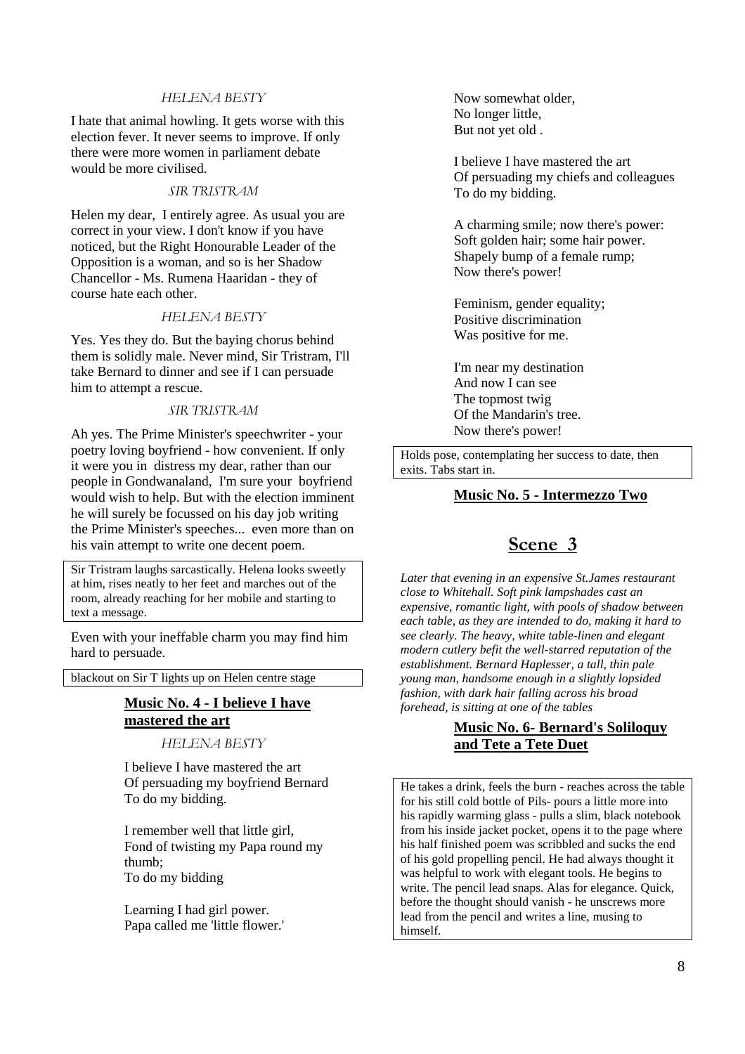HELENA BESTY

I hate that animal howling. It gets worse with this election fever. It never seems to improve. If only there were more women in parliament debate would be more civilised.

SIR TRISTRAM

Helen my dear, I entirely agree. As usual you are correct in your view. I don't know if you have noticed, but the Right Honourable Leader of the Opposition is a woman, and so is her Shadow Chancellor - Ms. Rumena Haaridan - they of course hate each other.

HELENA BESTY

Yes. Yes they do. But the baying chorus behind them is solidly male. Never mind, Sir Tristram, I'll take Bernard to dinner and see if I can persuade him to attempt a rescue.

SIR TRISTRAM

Ah yes. The Prime Minister's speechwriter - your poetry loving boyfriend - how convenient. If only it were you in distress my dear, rather than our people in Gondwanaland, I'm sure your boyfriend would wish to help. But with the election imminent he will surely be focussed on his day job writing the Prime Minister's speeches... even more than on his vain attempt to write one decent poem.

> Sir Tristram laughs sarcastically. Helena looks sweetly at him, rises neatly to her feet and marches out of the room, already reaching for her mobile and starting to text a message.

Even with your ineffable charm you may find him hard to persuade.

> blackout on Sir T lights up on Helen centre stage

**Music No. 4 - I believe I have mastered the art**

HELENA BESTY

I believe I have mastered the art
Of persuading my boyfriend Bernard
To do my bidding.

I remember well that little girl,
Fond of twisting my Papa round my thumb;
To do my bidding

Learning I had girl power.
Papa called me 'little flower.'
Now somewhat older,
No longer little,
But not yet old .

I believe I have mastered the art
Of persuading my chiefs and colleagues
To do my bidding.

A charming smile; now there's power:
Soft golden hair; some hair power.
Shapely bump of a female rump;
Now there's power!

Feminism, gender equality;
Positive discrimination
Was positive for me.

I'm near my destination
And now I can see
The topmost twig
Of the Mandarin's tree.
Now there's power!

> Holds pose, contemplating her success to date, then exits. Tabs start in.

**Music No. 5 - Intermezzo Two**

## Scene 3

*Later that evening in an expensive St.James restaurant close to Whitehall. Soft pink lampshades cast an expensive, romantic light, with pools of shadow between each table, as they are intended to do, making it hard to see clearly. The heavy, white table-linen and elegant modern cutlery befit the well-starred reputation of the establishment. Bernard Haplesser, a tall, thin pale young man, handsome enough in a slightly lopsided fashion, with dark hair falling across his broad forehead, is sitting at one of the tables*

**Music No. 6- Bernard's Soliloquy and Tete a Tete Duet**

> He takes a drink, feels the burn - reaches across the table for his still cold bottle of Pils- pours a little more into his rapidly warming glass - pulls a slim, black notebook from his inside jacket pocket, opens it to the page where his half finished poem was scribbled and sucks the end of his gold propelling pencil. He had always thought it was helpful to work with elegant tools. He begins to write. The pencil lead snaps. Alas for elegance. Quick, before the thought should vanish - he unscrews more lead from the pencil and writes a line, musing to himself.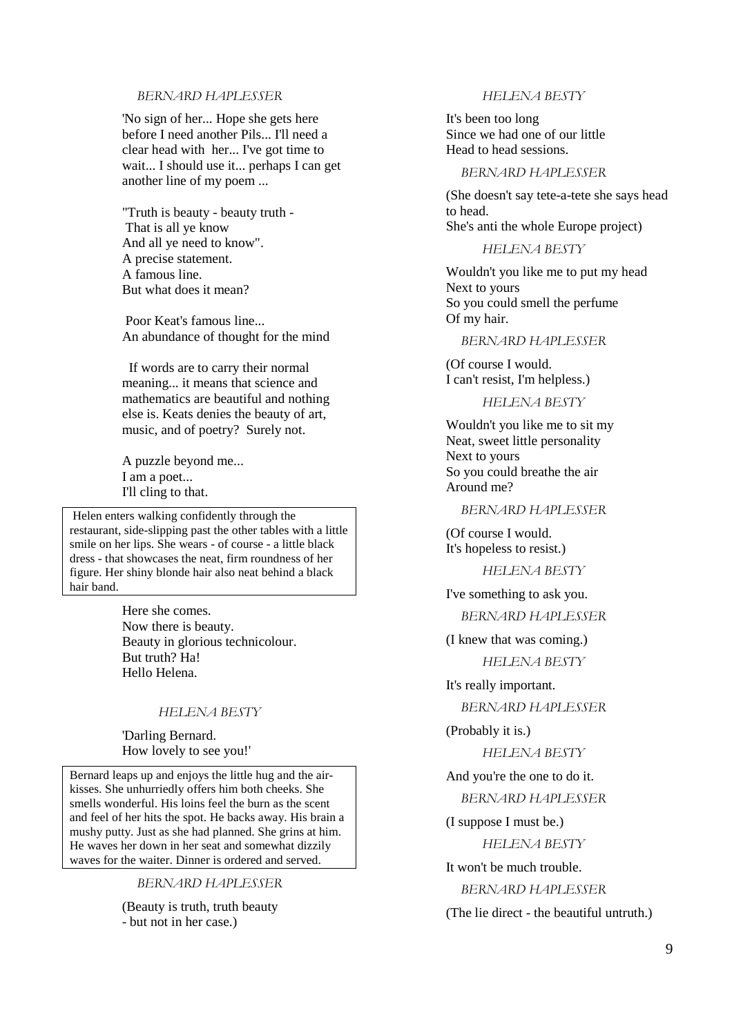BERNARD HAPLESSER

'No sign of her... Hope she gets here before I need another Pils... I'll need a clear head with her... I've got time to wait... I should use it... perhaps I can get another line of my poem ...

"Truth is beauty - beauty truth -
That is all ye know
And all ye need to know".
A precise statement.
A famous line.
But what does it mean?

Poor Keat's famous line...
An abundance of thought for the mind

If words are to carry their normal meaning... it means that science and mathematics are beautiful and nothing else is. Keats denies the beauty of art, music, and of poetry? Surely not.

A puzzle beyond me...
I am a poet...
I'll cling to that.

> Helen enters walking confidently through the restaurant, side-slipping past the other tables with a little smile on her lips. She wears - of course - a little black dress - that showcases the neat, firm roundness of her figure. Her shiny blonde hair also neat behind a black hair band.

Here she comes.
Now there is beauty.
Beauty in glorious technicolour.
But truth? Ha!
Hello Helena.

HELENA BESTY

'Darling Bernard.
How lovely to see you!'

> Bernard leaps up and enjoys the little hug and the air-kisses. She unhurriedly offers him both cheeks. She smells wonderful. His loins feel the burn as the scent and feel of her hits the spot. He backs away. His brain a mushy putty. Just as she had planned. She grins at him. He waves her down in her seat and somewhat dizzily waves for the waiter. Dinner is ordered and served.

BERNARD HAPLESSER

(Beauty is truth, truth beauty
- but not in her case.)

HELENA BESTY

It's been too long
Since we had one of our little
Head to head sessions.

BERNARD HAPLESSER

(She doesn't say tete-a-tete she says head to head.
She's anti the whole Europe project)

HELENA BESTY

Wouldn't you like me to put my head
Next to yours
So you could smell the perfume
Of my hair.

BERNARD HAPLESSER

(Of course I would.
I can't resist, I'm helpless.)

HELENA BESTY

Wouldn't you like me to sit my
Neat, sweet little personality
Next to yours
So you could breathe the air
Around me?

BERNARD HAPLESSER

(Of course I would.
It's hopeless to resist.)

HELENA BESTY

I've something to ask you.

BERNARD HAPLESSER

(I knew that was coming.)

HELENA BESTY

It's really important.

BERNARD HAPLESSER

(Probably it is.)

HELENA BESTY

And you're the one to do it.

BERNARD HAPLESSER

(I suppose I must be.)

HELENA BESTY

It won't be much trouble.

BERNARD HAPLESSER

(The lie direct - the beautiful untruth.)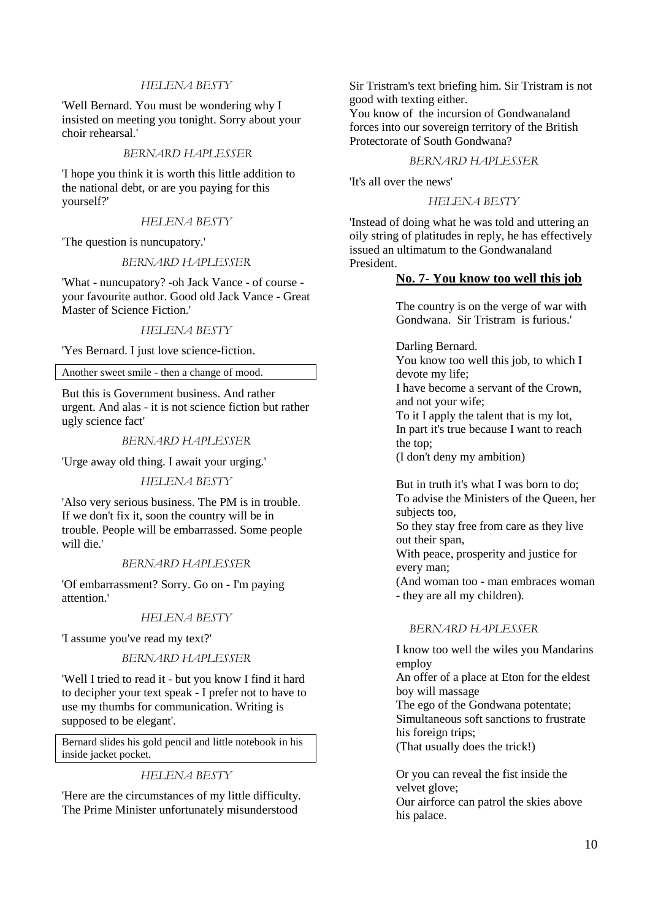*HELENA BESTY*

'Well Bernard. You must be wondering why I insisted on meeting you tonight. Sorry about your choir rehearsal.'

*BERNARD HAPLESSER*

'I hope you think it is worth this little addition to the national debt, or are you paying for this yourself?'

*HELENA BESTY*

'The question is nuncupatory.'

*BERNARD HAPLESSER*

'What - nuncupatory? -oh Jack Vance - of course - your favourite author. Good old Jack Vance - Great Master of Science Fiction.'

*HELENA BESTY*

'Yes Bernard. I just love science-fiction.

Another sweet smile - then a change of mood.

But this is Government business. And rather urgent. And alas - it is not science fiction but rather ugly science fact'

*BERNARD HAPLESSER*

'Urge away old thing. I await your urging.'

*HELENA BESTY*

'Also very serious business. The PM is in trouble. If we don't fix it, soon the country will be in trouble. People will be embarrassed. Some people will die.'

*BERNARD HAPLESSER*

'Of embarrassment? Sorry. Go on - I'm paying attention.'

*HELENA BESTY*

'I assume you've read my text?'

*BERNARD HAPLESSER*

'Well I tried to read it - but you know I find it hard to decipher your text speak - I prefer not to have to use my thumbs for communication. Writing is supposed to be elegant'.

Bernard slides his gold pencil and little notebook in his inside jacket pocket.

*HELENA BESTY*

'Here are the circumstances of my little difficulty. The Prime Minister unfortunately misunderstood Sir Tristram's text briefing him. Sir Tristram is not good with texting either.
You know of the incursion of Gondwanaland forces into our sovereign territory of the British Protectorate of South Gondwana?

*BERNARD HAPLESSER*

'It's all over the news'

*HELENA BESTY*

'Instead of doing what he was told and uttering an oily string of platitudes in reply, he has effectively issued an ultimatum to the Gondwanaland President.

## No. 7- You know too well this job

The country is on the verge of war with Gondwana. Sir Tristram is furious.'

Darling Bernard.
You know too well this job, to which I devote my life;
I have become a servant of the Crown, and not your wife;
To it I apply the talent that is my lot,
In part it's true because I want to reach the top;
(I don't deny my ambition)

But in truth it's what I was born to do;
To advise the Ministers of the Queen, her subjects too,
So they stay free from care as they live out their span,
With peace, prosperity and justice for every man;
(And woman too - man embraces woman - they are all my children).

*BERNARD HAPLESSER*

I know too well the wiles you Mandarins employ
An offer of a place at Eton for the eldest boy will massage
The ego of the Gondwana potentate;
Simultaneous soft sanctions to frustrate his foreign trips;
(That usually does the trick!)

Or you can reveal the fist inside the velvet glove;
Our airforce can patrol the skies above his palace.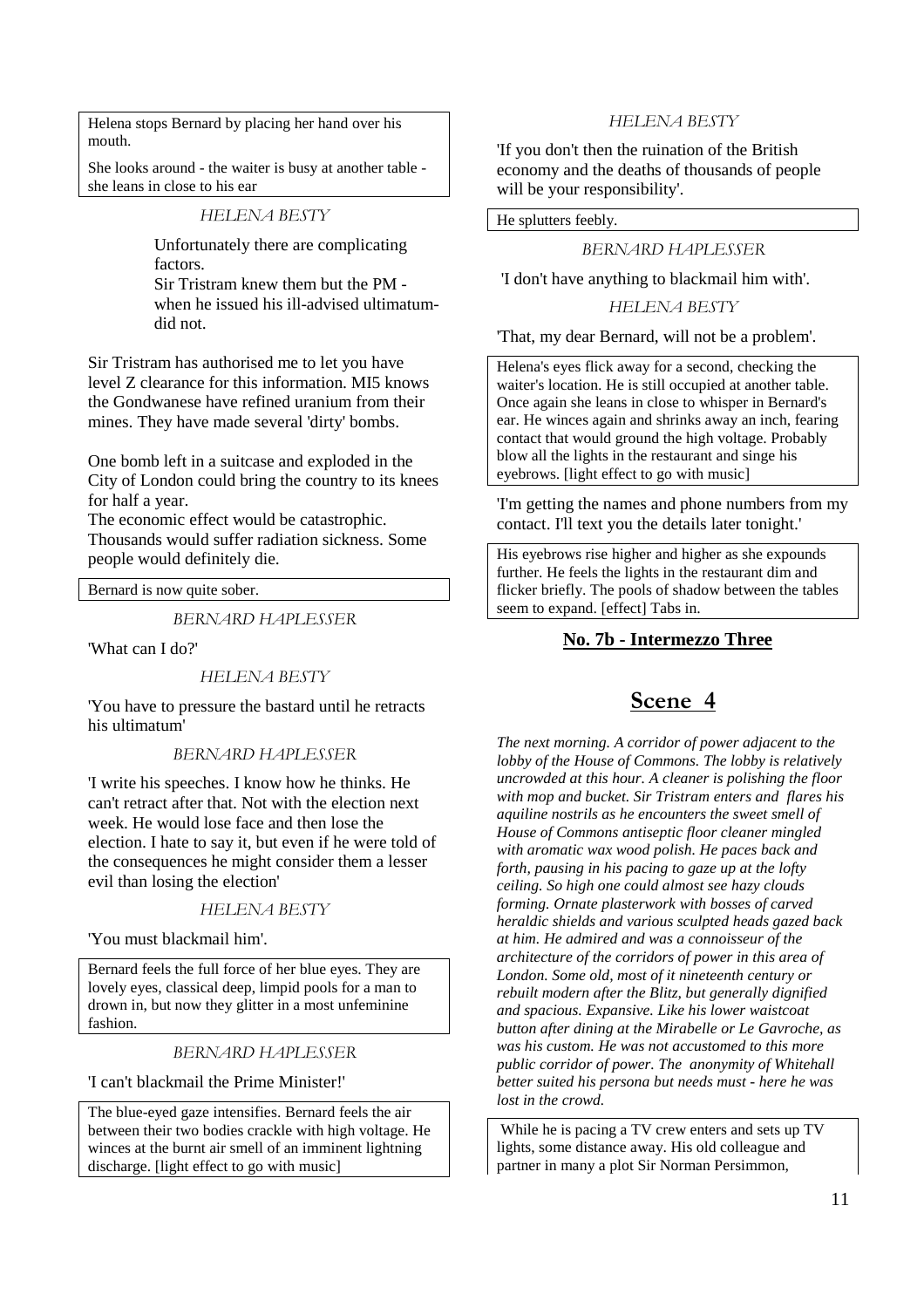Helena stops Bernard by placing her hand over his mouth.

She looks around - the waiter is busy at another table - she leans in close to his ear

HELENA BESTY

Unfortunately there are complicating factors.
Sir Tristram knew them but the PM - when he issued his ill-advised ultimatum- did not.

Sir Tristram has authorised me to let you have level Z clearance for this information. MI5 knows the Gondwanese have refined uranium from their mines. They have made several 'dirty' bombs.

One bomb left in a suitcase and exploded in the City of London could bring the country to its knees for half a year.
The economic effect would be catastrophic. Thousands would suffer radiation sickness. Some people would definitely die.

Bernard is now quite sober.

BERNARD HAPLESSER

'What can I do?'

HELENA BESTY

'You have to pressure the bastard until he retracts his ultimatum'

BERNARD HAPLESSER

'I write his speeches. I know how he thinks. He can't retract after that. Not with the election next week. He would lose face and then lose the election. I hate to say it, but even if he were told of the consequences he might consider them a lesser evil than losing the election'

HELENA BESTY

'You must blackmail him'.

Bernard feels the full force of her blue eyes. They are lovely eyes, classical deep, limpid pools for a man to drown in, but now they glitter in a most unfeminine fashion.

BERNARD HAPLESSER

'I can't blackmail the Prime Minister!'

The blue-eyed gaze intensifies. Bernard feels the air between their two bodies crackle with high voltage. He winces at the burnt air smell of an imminent lightning discharge. [light effect to go with music]

HELENA BESTY

'If you don't then the ruination of the British economy and the deaths of thousands of people will be your responsibility'.

He splutters feebly.

BERNARD HAPLESSER

'I don't have anything to blackmail him with'.

HELENA BESTY

'That, my dear Bernard, will not be a problem'.

Helena's eyes flick away for a second, checking the waiter's location. He is still occupied at another table. Once again she leans in close to whisper in Bernard's ear. He winces again and shrinks away an inch, fearing contact that would ground the high voltage. Probably blow all the lights in the restaurant and singe his eyebrows. [light effect to go with music]

'I'm getting the names and phone numbers from my contact. I'll text you the details later tonight.'

His eyebrows rise higher and higher as she expounds further. He feels the lights in the restaurant dim and flicker briefly. The pools of shadow between the tables seem to expand. [effect] Tabs in.

**No. 7b - Intermezzo Three**

## Scene 4

*The next morning. A corridor of power adjacent to the lobby of the House of Commons. The lobby is relatively uncrowded at this hour. A cleaner is polishing the floor with mop and bucket. Sir Tristram enters and flares his aquiline nostrils as he encounters the sweet smell of House of Commons antiseptic floor cleaner mingled with aromatic wax wood polish. He paces back and forth, pausing in his pacing to gaze up at the lofty ceiling. So high one could almost see hazy clouds forming. Ornate plasterwork with bosses of carved heraldic shields and various sculpted heads gazed back at him. He admired and was a connoisseur of the architecture of the corridors of power in this area of London. Some old, most of it nineteenth century or rebuilt modern after the Blitz, but generally dignified and spacious. Expansive. Like his lower waistcoat button after dining at the Mirabelle or Le Gavroche, as was his custom. He was not accustomed to this more public corridor of power. The anonymity of Whitehall better suited his persona but needs must - here he was lost in the crowd.*

While he is pacing a TV crew enters and sets up TV lights, some distance away. His old colleague and partner in many a plot Sir Norman Persimmon,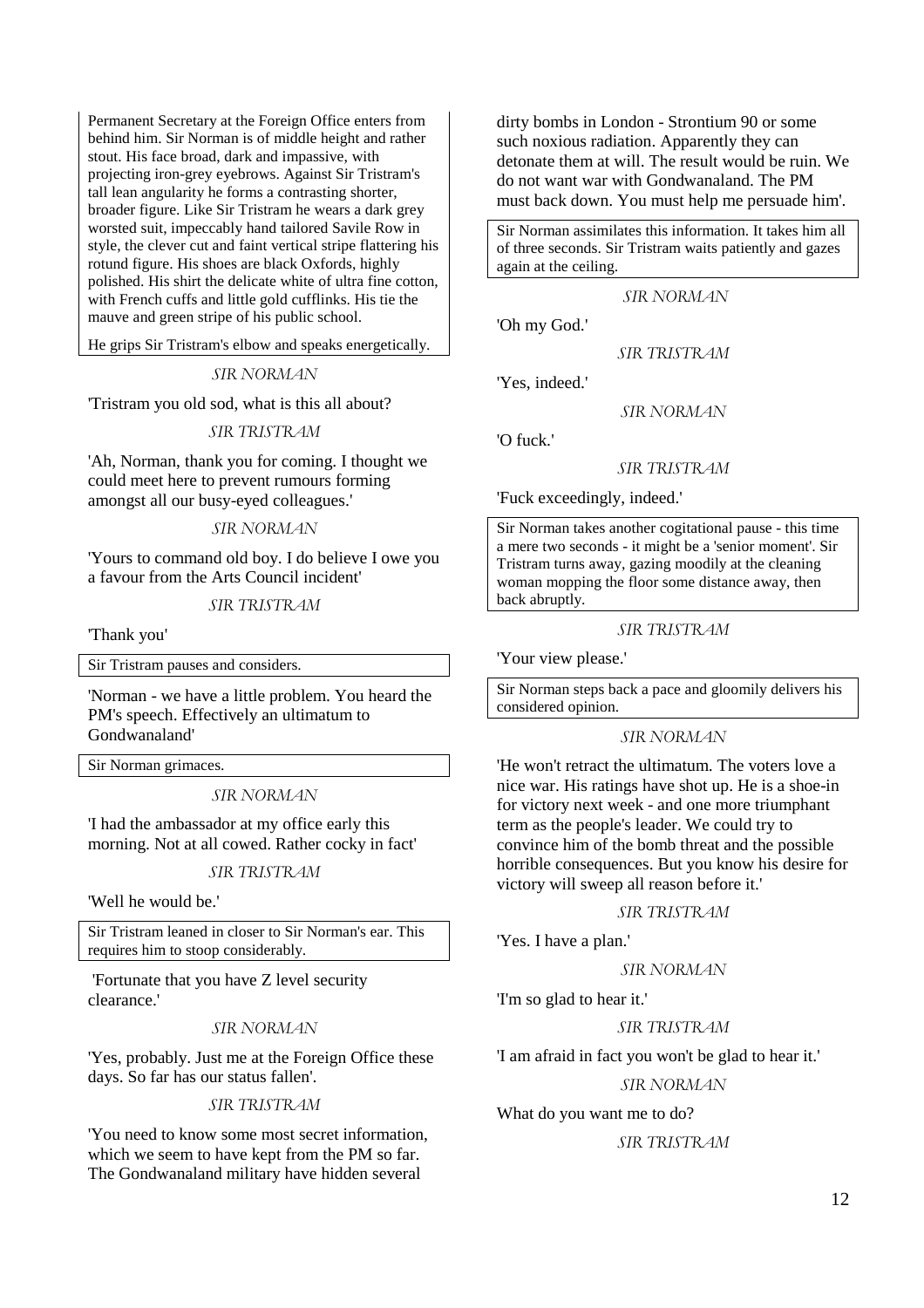Permanent Secretary at the Foreign Office enters from behind him. Sir Norman is of middle height and rather stout. His face broad, dark and impassive, with projecting iron-grey eyebrows. Against Sir Tristram's tall lean angularity he forms a contrasting shorter, broader figure. Like Sir Tristram he wears a dark grey worsted suit, impeccably hand tailored Savile Row in style, the clever cut and faint vertical stripe flattering his rotund figure. His shoes are black Oxfords, highly polished. His shirt the delicate white of ultra fine cotton, with French cuffs and little gold cufflinks. His tie the mauve and green stripe of his public school.

He grips Sir Tristram's elbow and speaks energetically.

*SIR NORMAN*

'Tristram you old sod, what is this all about?

*SIR TRISTRAM*

'Ah, Norman, thank you for coming. I thought we could meet here to prevent rumours forming amongst all our busy-eyed colleagues.'

*SIR NORMAN*

'Yours to command old boy. I do believe I owe you a favour from the Arts Council incident'

*SIR TRISTRAM*

'Thank you'

Sir Tristram pauses and considers.

'Norman - we have a little problem. You heard the PM's speech. Effectively an ultimatum to Gondwanaland'

Sir Norman grimaces.

*SIR NORMAN*

'I had the ambassador at my office early this morning. Not at all cowed. Rather cocky in fact'

*SIR TRISTRAM*

'Well he would be.'

Sir Tristram leaned in closer to Sir Norman's ear. This requires him to stoop considerably.

'Fortunate that you have Z level security clearance.'

*SIR NORMAN*

'Yes, probably. Just me at the Foreign Office these days. So far has our status fallen'.

*SIR TRISTRAM*

'You need to know some most secret information, which we seem to have kept from the PM so far. The Gondwanaland military have hidden several dirty bombs in London - Strontium 90 or some such noxious radiation. Apparently they can detonate them at will. The result would be ruin. We do not want war with Gondwanaland. The PM must back down. You must help me persuade him'.

Sir Norman assimilates this information. It takes him all of three seconds. Sir Tristram waits patiently and gazes again at the ceiling.

*SIR NORMAN*

'Oh my God.'

*SIR TRISTRAM*

'Yes, indeed.'

*SIR NORMAN*

'O fuck.'

*SIR TRISTRAM*

'Fuck exceedingly, indeed.'

Sir Norman takes another cogitational pause - this time a mere two seconds - it might be a 'senior moment'. Sir Tristram turns away, gazing moodily at the cleaning woman mopping the floor some distance away, then back abruptly.

*SIR TRISTRAM*

'Your view please.'

Sir Norman steps back a pace and gloomily delivers his considered opinion.

*SIR NORMAN*

'He won't retract the ultimatum. The voters love a nice war. His ratings have shot up. He is a shoe-in for victory next week - and one more triumphant term as the people's leader. We could try to convince him of the bomb threat and the possible horrible consequences. But you know his desire for victory will sweep all reason before it.'

*SIR TRISTRAM*

'Yes. I have a plan.'

*SIR NORMAN*

'I'm so glad to hear it.'

*SIR TRISTRAM*

'I am afraid in fact you won't be glad to hear it.'

*SIR NORMAN*

What do you want me to do?

*SIR TRISTRAM*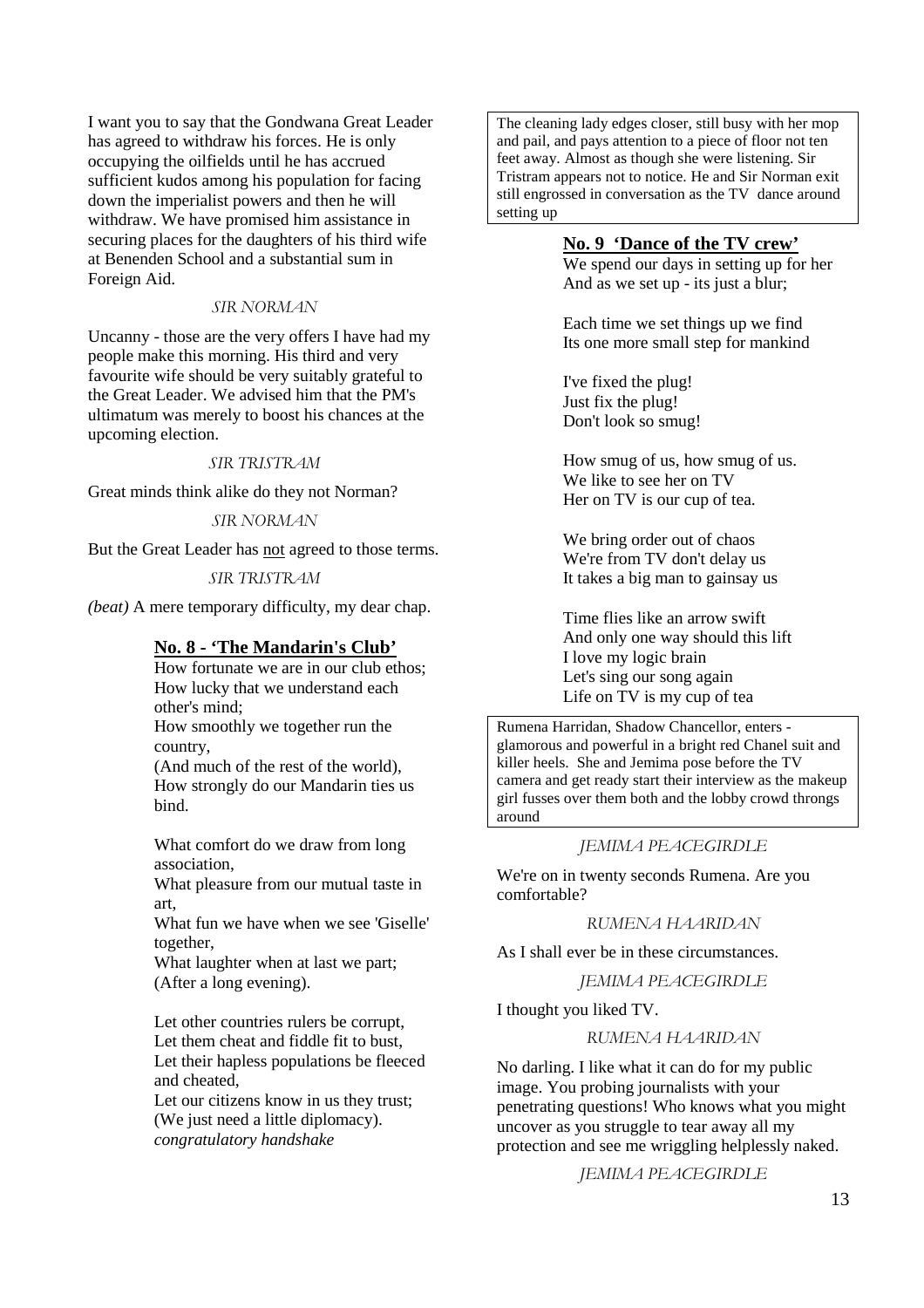I want you to say that the Gondwana Great Leader has agreed to withdraw his forces. He is only occupying the oilfields until he has accrued sufficient kudos among his population for facing down the imperialist powers and then he will withdraw. We have promised him assistance in securing places for the daughters of his third wife at Benenden School and a substantial sum in Foreign Aid.

SIR NORMAN

Uncanny - those are the very offers I have had my people make this morning. His third and very favourite wife should be very suitably grateful to the Great Leader. We advised him that the PM's ultimatum was merely to boost his chances at the upcoming election.

SIR TRISTRAM

Great minds think alike do they not Norman?

SIR NORMAN

But the Great Leader has not agreed to those terms.

SIR TRISTRAM

*(beat)* A mere temporary difficulty, my dear chap.

**No. 8 - 'The Mandarin's Club'**

How fortunate we are in our club ethos;
How lucky that we understand each other's mind;
How smoothly we together run the country,
(And much of the rest of the world),
How strongly do our Mandarin ties us bind.

What comfort do we draw from long association,
What pleasure from our mutual taste in art,
What fun we have when we see 'Giselle' together,
What laughter when at last we part;
(After a long evening).

Let other countries rulers be corrupt,
Let them cheat and fiddle fit to bust,
Let their hapless populations be fleeced and cheated,
Let our citizens know in us they trust;
(We just need a little diplomacy).
*congratulatory handshake*

The cleaning lady edges closer, still busy with her mop and pail, and pays attention to a piece of floor not ten feet away. Almost as though she were listening. Sir Tristram appears not to notice. He and Sir Norman exit still engrossed in conversation as the TV dance around setting up

**No. 9 'Dance of the TV crew'**

We spend our days in setting up for her
And as we set up - its just a blur;

Each time we set things up we find
Its one more small step for mankind

I've fixed the plug!
Just fix the plug!
Don't look so smug!

How smug of us, how smug of us.
We like to see her on TV
Her on TV is our cup of tea.

We bring order out of chaos
We're from TV don't delay us
It takes a big man to gainsay us

Time flies like an arrow swift
And only one way should this lift
I love my logic brain
Let's sing our song again
Life on TV is my cup of tea

Rumena Harridan, Shadow Chancellor, enters - glamorous and powerful in a bright red Chanel suit and killer heels. She and Jemima pose before the TV camera and get ready start their interview as the makeup girl fusses over them both and the lobby crowd throngs around

JEMIMA PEACEGIRDLE

We're on in twenty seconds Rumena. Are you comfortable?

RUMENA HAARIDAN

As I shall ever be in these circumstances.

JEMIMA PEACEGIRDLE

I thought you liked TV.

RUMENA HAARIDAN

No darling. I like what it can do for my public image. You probing journalists with your penetrating questions! Who knows what you might uncover as you struggle to tear away all my protection and see me wriggling helplessly naked.

JEMIMA PEACEGIRDLE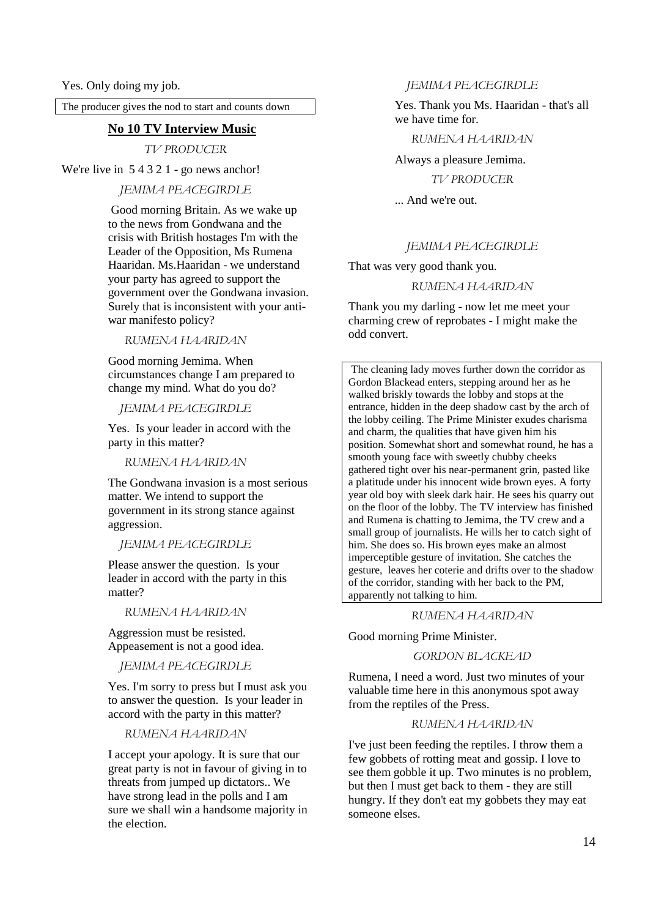Yes. Only doing my job.

The producer gives the nod to start and counts down

**No 10 TV Interview Music**

*TV PRODUCER*

We're live in 5 4 3 2 1 - go news anchor!

*JEMIMA PEACEGIRDLE*

Good morning Britain. As we wake up to the news from Gondwana and the crisis with British hostages I'm with the Leader of the Opposition, Ms Rumena Haaridan. Ms.Haaridan - we understand your party has agreed to support the government over the Gondwana invasion. Surely that is inconsistent with your anti-war manifesto policy?

*RUMENA HAARIDAN*

Good morning Jemima. When circumstances change I am prepared to change my mind. What do you do?

*JEMIMA PEACEGIRDLE*

Yes. Is your leader in accord with the party in this matter?

*RUMENA HAARIDAN*

The Gondwana invasion is a most serious matter. We intend to support the government in its strong stance against aggression.

*JEMIMA PEACEGIRDLE*

Please answer the question. Is your leader in accord with the party in this matter?

*RUMENA HAARIDAN*

Aggression must be resisted. Appeasement is not a good idea.

*JEMIMA PEACEGIRDLE*

Yes. I'm sorry to press but I must ask you to answer the question. Is your leader in accord with the party in this matter?

*RUMENA HAARIDAN*

I accept your apology. It is sure that our great party is not in favour of giving in to threats from jumped up dictators.. We have strong lead in the polls and I am sure we shall win a handsome majority in the election.

*JEMIMA PEACEGIRDLE*

Yes. Thank you Ms. Haaridan - that's all we have time for.

*RUMENA HAARIDAN*

Always a pleasure Jemima.

*TV PRODUCER*

... And we're out.

*JEMIMA PEACEGIRDLE*

That was very good thank you.

*RUMENA HAARIDAN*

Thank you my darling - now let me meet your charming crew of reprobates - I might make the odd convert.

The cleaning lady moves further down the corridor as Gordon Blackead enters, stepping around her as he walked briskly towards the lobby and stops at the entrance, hidden in the deep shadow cast by the arch of the lobby ceiling. The Prime Minister exudes charisma and charm, the qualities that have given him his position. Somewhat short and somewhat round, he has a smooth young face with sweetly chubby cheeks gathered tight over his near-permanent grin, pasted like a platitude under his innocent wide brown eyes. A forty year old boy with sleek dark hair. He sees his quarry out on the floor of the lobby. The TV interview has finished and Rumena is chatting to Jemima, the TV crew and a small group of journalists. He wills her to catch sight of him. She does so. His brown eyes make an almost imperceptible gesture of invitation. She catches the gesture, leaves her coterie and drifts over to the shadow of the corridor, standing with her back to the PM, apparently not talking to him.

*RUMENA HAARIDAN*

Good morning Prime Minister.

*GORDON BLACKEAD*

Rumena, I need a word. Just two minutes of your valuable time here in this anonymous spot away from the reptiles of the Press.

*RUMENA HAARIDAN*

I've just been feeding the reptiles. I throw them a few gobbets of rotting meat and gossip. I love to see them gobble it up. Two minutes is no problem, but then I must get back to them - they are still hungry. If they don't eat my gobbets they may eat someone elses.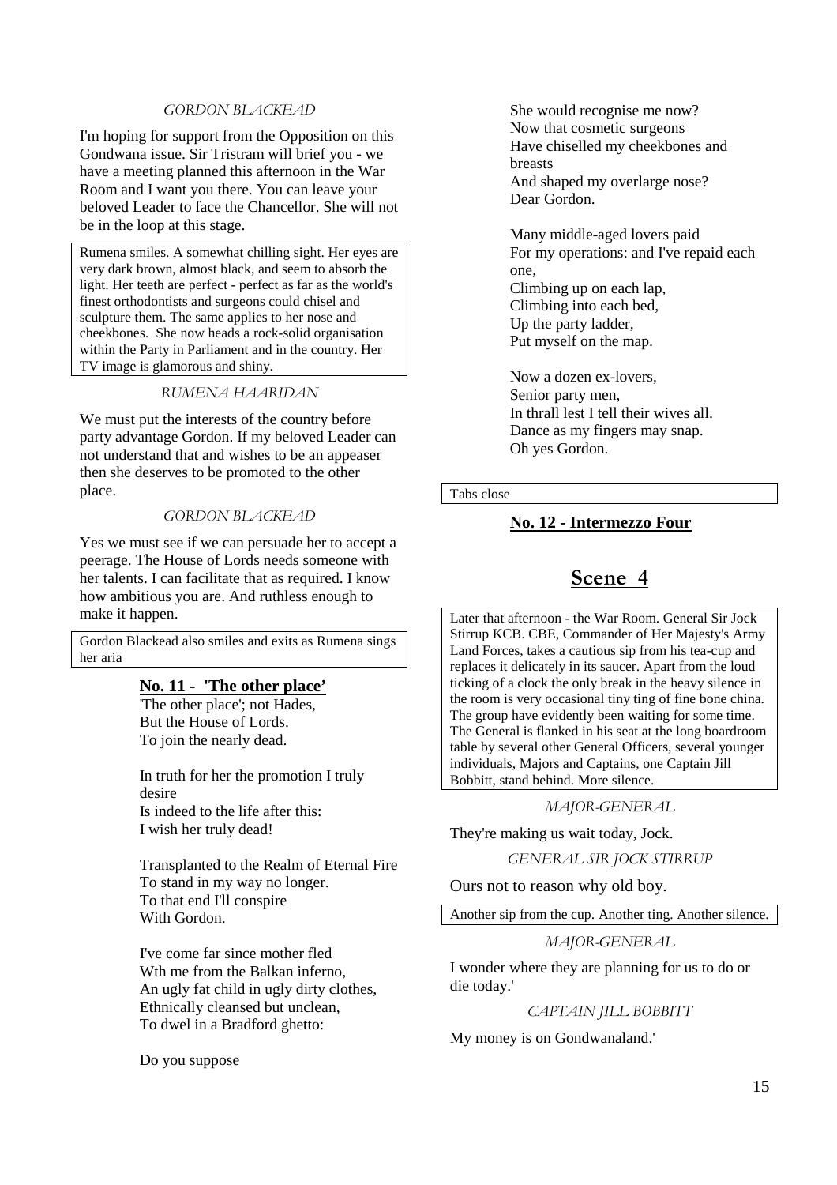GORDON BLACKEAD

I'm hoping for support from the Opposition on this Gondwana issue. Sir Tristram will brief you - we have a meeting planned this afternoon in the War Room and I want you there. You can leave your beloved Leader to face the Chancellor. She will not be in the loop at this stage.

Rumena smiles. A somewhat chilling sight. Her eyes are very dark brown, almost black, and seem to absorb the light. Her teeth are perfect - perfect as far as the world's finest orthodontists and surgeons could chisel and sculpture them. The same applies to her nose and cheekbones. She now heads a rock-solid organisation within the Party in Parliament and in the country. Her TV image is glamorous and shiny.

RUMENA HAARIDAN

We must put the interests of the country before party advantage Gordon. If my beloved Leader can not understand that and wishes to be an appeaser then she deserves to be promoted to the other place.

GORDON BLACKEAD

Yes we must see if we can persuade her to accept a peerage. The House of Lords needs someone with her talents. I can facilitate that as required. I know how ambitious you are. And ruthless enough to make it happen.

Gordon Blackead also smiles and exits as Rumena sings her aria

**No. 11 - 'The other place'**

'The other place'; not Hades,
But the House of Lords.
To join the nearly dead.

In truth for her the promotion I truly desire
Is indeed to the life after this:
I wish her truly dead!

Transplanted to the Realm of Eternal Fire
To stand in my way no longer.
To that end I'll conspire
With Gordon.

I've come far since mother fled
Wth me from the Balkan inferno,
An ugly fat child in ugly dirty clothes,
Ethnically cleansed but unclean,
To dwel in a Bradford ghetto:

Do you suppose
She would recognise me now?
Now that cosmetic surgeons
Have chiselled my cheekbones and breasts
And shaped my overlarge nose?
Dear Gordon.

Many middle-aged lovers paid
For my operations: and I've repaid each one,
Climbing up on each lap,
Climbing into each bed,
Up the party ladder,
Put myself on the map.

Now a dozen ex-lovers,
Senior party men,
In thrall lest I tell their wives all.
Dance as my fingers may snap.
Oh yes Gordon.

Tabs close

**No. 12 - Intermezzo Four**

## Scene 4

Later that afternoon - the War Room. General Sir Jock Stirrup KCB. CBE, Commander of Her Majesty's Army Land Forces, takes a cautious sip from his tea-cup and replaces it delicately in its saucer. Apart from the loud ticking of a clock the only break in the heavy silence in the room is very occasional tiny ting of fine bone china. The group have evidently been waiting for some time. The General is flanked in his seat at the long boardroom table by several other General Officers, several younger individuals, Majors and Captains, one Captain Jill Bobbitt, stand behind. More silence.

MAJOR-GENERAL

They're making us wait today, Jock.

GENERAL SIR JOCK STIRRUP

Ours not to reason why old boy.

Another sip from the cup. Another ting. Another silence.

MAJOR-GENERAL

I wonder where they are planning for us to do or die today.'

CAPTAIN JILL BOBBITT

My money is on Gondwanaland.'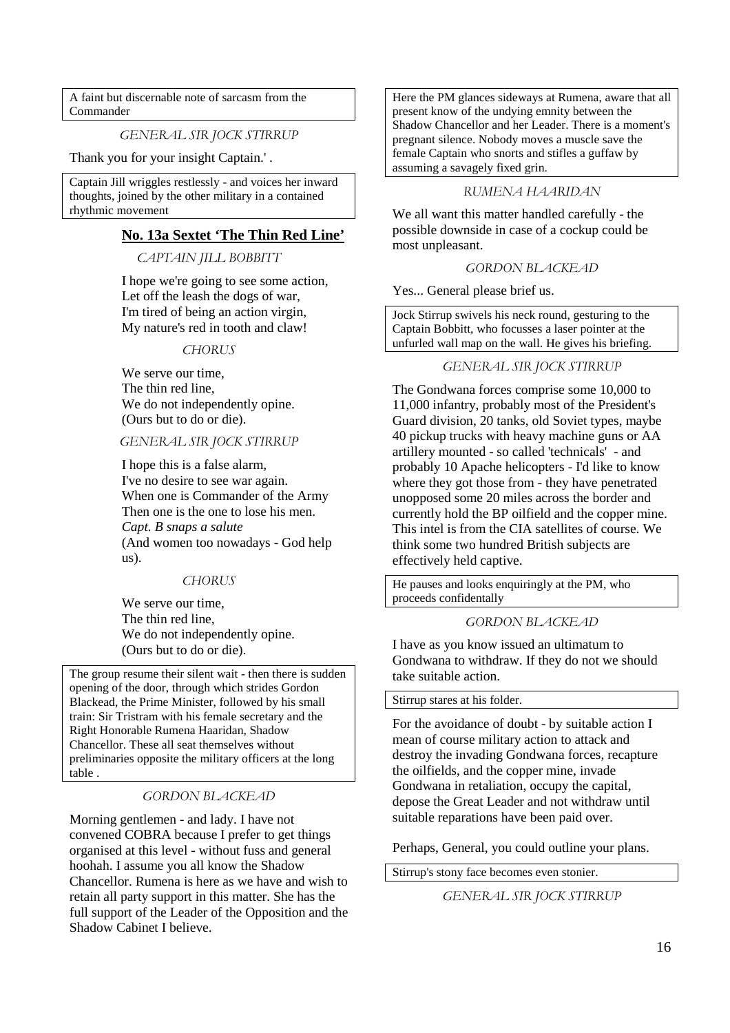A faint but discernable note of sarcasm from the Commander

*GENERAL SIR JOCK STIRRUP*

Thank you for your insight Captain.' .

Captain Jill wriggles restlessly - and voices her inward thoughts, joined by the other military in a contained rhythmic movement

### **No. 13a Sextet 'The Thin Red Line'**

*CAPTAIN JILL BOBBITT*

I hope we're going to see some action,
Let off the leash the dogs of war,
I'm tired of being an action virgin,
My nature's red in tooth and claw!

*CHORUS*

We serve our time,
The thin red line,
We do not independently opine.
(Ours but to do or die).

*GENERAL SIR JOCK STIRRUP*

I hope this is a false alarm,
I've no desire to see war again.
When one is Commander of the Army
Then one is the one to lose his men.
*Capt. B snaps a salute*
(And women too nowadays - God help us).

*CHORUS*

We serve our time,
The thin red line,
We do not independently opine.
(Ours but to do or die).

The group resume their silent wait - then there is sudden opening of the door, through which strides Gordon Blackead, the Prime Minister, followed by his small train: Sir Tristram with his female secretary and the Right Honorable Rumena Haaridan, Shadow Chancellor. These all seat themselves without preliminaries opposite the military officers at the long table .

*GORDON BLACKEAD*

Morning gentlemen - and lady. I have not convened COBRA because I prefer to get things organised at this level - without fuss and general hoohah. I assume you all know the Shadow Chancellor. Rumena is here as we have and wish to retain all party support in this matter. She has the full support of the Leader of the Opposition and the Shadow Cabinet I believe.

Here the PM glances sideways at Rumena, aware that all present know of the undying emnity between the Shadow Chancellor and her Leader. There is a moment's pregnant silence. Nobody moves a muscle save the female Captain who snorts and stifles a guffaw by assuming a savagely fixed grin.

*RUMENA HAARIDAN*

We all want this matter handled carefully - the possible downside in case of a cockup could be most unpleasant.

*GORDON BLACKEAD*

Yes... General please brief us.

Jock Stirrup swivels his neck round, gesturing to the Captain Bobbitt, who focusses a laser pointer at the unfurled wall map on the wall. He gives his briefing.

*GENERAL SIR JOCK STIRRUP*

The Gondwana forces comprise some 10,000 to 11,000 infantry, probably most of the President's Guard division, 20 tanks, old Soviet types, maybe 40 pickup trucks with heavy machine guns or AA artillery mounted - so called 'technicals' - and probably 10 Apache helicopters - I'd like to know where they got those from - they have penetrated unopposed some 20 miles across the border and currently hold the BP oilfield and the copper mine. This intel is from the CIA satellites of course. We think some two hundred British subjects are effectively held captive.

He pauses and looks enquiringly at the PM, who proceeds confidentally

*GORDON BLACKEAD*

I have as you know issued an ultimatum to Gondwana to withdraw. If they do not we should take suitable action.

Stirrup stares at his folder.

For the avoidance of doubt - by suitable action I mean of course military action to attack and destroy the invading Gondwana forces, recapture the oilfields, and the copper mine, invade Gondwana in retaliation, occupy the capital, depose the Great Leader and not withdraw until suitable reparations have been paid over.

Perhaps, General, you could outline your plans.

Stirrup's stony face becomes even stonier.

*GENERAL SIR JOCK STIRRUP*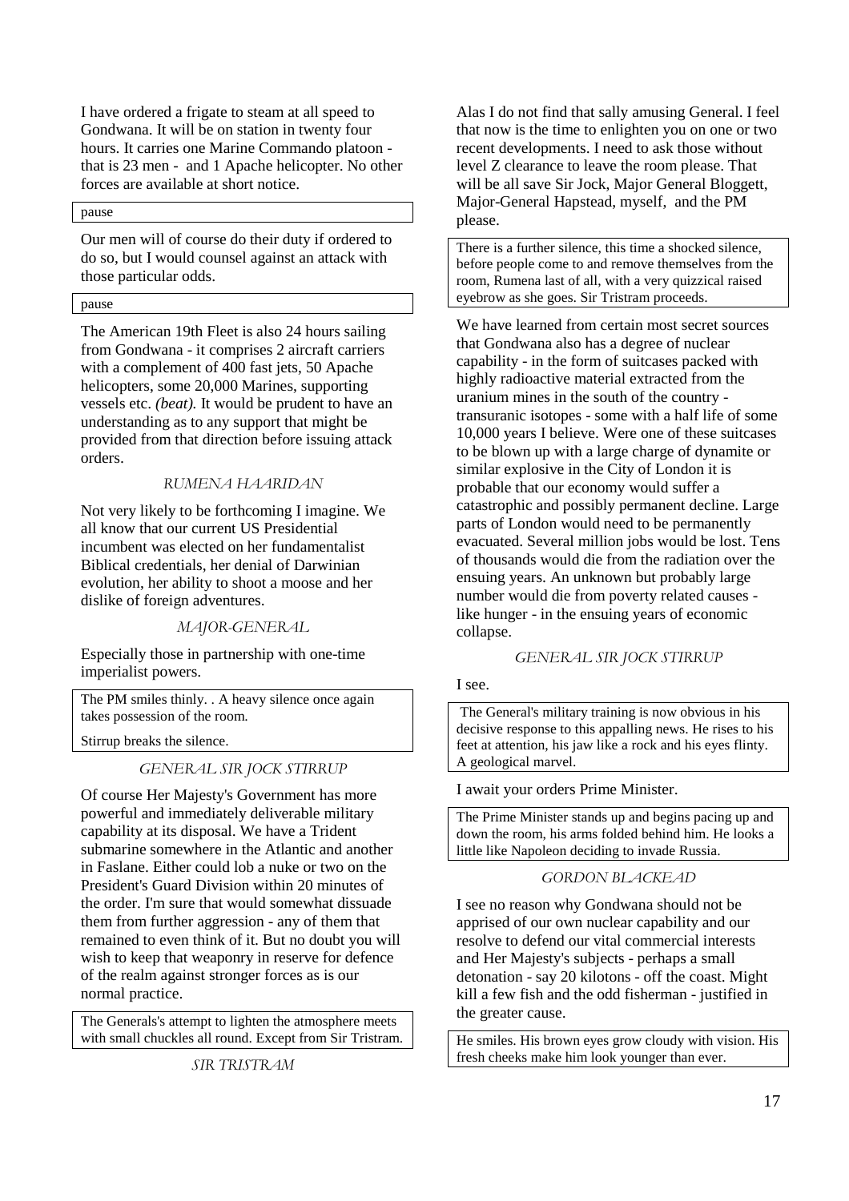I have ordered a frigate to steam at all speed to Gondwana. It will be on station in twenty four hours. It carries one Marine Commando platoon - that is 23 men - and 1 Apache helicopter. No other forces are available at short notice.

pause

Our men will of course do their duty if ordered to do so, but I would counsel against an attack with those particular odds.

pause

The American 19th Fleet is also 24 hours sailing from Gondwana - it comprises 2 aircraft carriers with a complement of 400 fast jets, 50 Apache helicopters, some 20,000 Marines, supporting vessels etc. *(beat).* It would be prudent to have an understanding as to any support that might be provided from that direction before issuing attack orders.

RUMENA HAARIDAN

Not very likely to be forthcoming I imagine. We all know that our current US Presidential incumbent was elected on her fundamentalist Biblical credentials, her denial of Darwinian evolution, her ability to shoot a moose and her dislike of foreign adventures.

MAJOR-GENERAL

Especially those in partnership with one-time imperialist powers.

The PM smiles thinly. . A heavy silence once again takes possession of the room.

Stirrup breaks the silence.

GENERAL SIR JOCK STIRRUP

Of course Her Majesty's Government has more powerful and immediately deliverable military capability at its disposal. We have a Trident submarine somewhere in the Atlantic and another in Faslane. Either could lob a nuke or two on the President's Guard Division within 20 minutes of the order. I'm sure that would somewhat dissuade them from further aggression - any of them that remained to even think of it. But no doubt you will wish to keep that weaponry in reserve for defence of the realm against stronger forces as is our normal practice.

The Generals's attempt to lighten the atmosphere meets with small chuckles all round. Except from Sir Tristram.

SIR TRISTRAM

Alas I do not find that sally amusing General. I feel that now is the time to enlighten you on one or two recent developments. I need to ask those without level Z clearance to leave the room please. That will be all save Sir Jock, Major General Bloggett, Major-General Hapstead, myself, and the PM please.

There is a further silence, this time a shocked silence, before people come to and remove themselves from the room, Rumena last of all, with a very quizzical raised eyebrow as she goes. Sir Tristram proceeds.

We have learned from certain most secret sources that Gondwana also has a degree of nuclear capability - in the form of suitcases packed with highly radioactive material extracted from the uranium mines in the south of the country - transuranic isotopes - some with a half life of some 10,000 years I believe. Were one of these suitcases to be blown up with a large charge of dynamite or similar explosive in the City of London it is probable that our economy would suffer a catastrophic and possibly permanent decline. Large parts of London would need to be permanently evacuated. Several million jobs would be lost. Tens of thousands would die from the radiation over the ensuing years. An unknown but probably large number would die from poverty related causes - like hunger - in the ensuing years of economic collapse.

GENERAL SIR JOCK STIRRUP

I see.

The General's military training is now obvious in his decisive response to this appalling news. He rises to his feet at attention, his jaw like a rock and his eyes flinty. A geological marvel.

I await your orders Prime Minister.

The Prime Minister stands up and begins pacing up and down the room, his arms folded behind him. He looks a little like Napoleon deciding to invade Russia.

GORDON BLACKEAD

I see no reason why Gondwana should not be apprised of our own nuclear capability and our resolve to defend our vital commercial interests and Her Majesty's subjects - perhaps a small detonation - say 20 kilotons - off the coast. Might kill a few fish and the odd fisherman - justified in the greater cause.

He smiles. His brown eyes grow cloudy with vision. His fresh cheeks make him look younger than ever.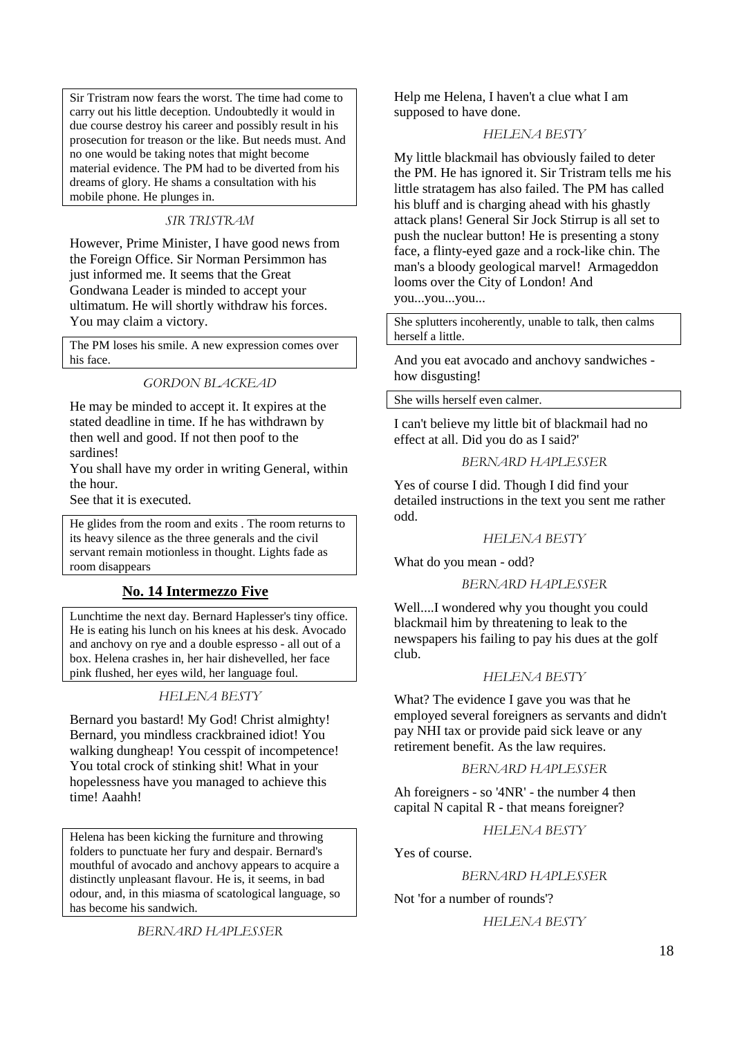Sir Tristram now fears the worst. The time had come to carry out his little deception. Undoubtedly it would in due course destroy his career and possibly result in his prosecution for treason or the like. But needs must. And no one would be taking notes that might become material evidence. The PM had to be diverted from his dreams of glory. He shams a consultation with his mobile phone. He plunges in.

SIR TRISTRAM

However, Prime Minister, I have good news from the Foreign Office. Sir Norman Persimmon has just informed me. It seems that the Great Gondwana Leader is minded to accept your ultimatum. He will shortly withdraw his forces. You may claim a victory.

The PM loses his smile. A new expression comes over his face.

GORDON BLACKEAD

He may be minded to accept it. It expires at the stated deadline in time. If he has withdrawn by then well and good. If not then poof to the sardines!

You shall have my order in writing General, within the hour.

See that it is executed.

He glides from the room and exits . The room returns to its heavy silence as the three generals and the civil servant remain motionless in thought. Lights fade as room disappears

## No. 14 Intermezzo Five

Lunchtime the next day. Bernard Haplesser's tiny office. He is eating his lunch on his knees at his desk. Avocado and anchovy on rye and a double espresso - all out of a box. Helena crashes in, her hair dishevelled, her face pink flushed, her eyes wild, her language foul.

HELENA BESTY

Bernard you bastard! My God! Christ almighty! Bernard, you mindless crackbrained idiot! You walking dungheap! You cesspit of incompetence! You total crock of stinking shit! What in your hopelessness have you managed to achieve this time! Aaahh!

Helena has been kicking the furniture and throwing folders to punctuate her fury and despair. Bernard's mouthful of avocado and anchovy appears to acquire a distinctly unpleasant flavour. He is, it seems, in bad odour, and, in this miasma of scatological language, so has become his sandwich.

BERNARD HAPLESSER

Help me Helena, I haven't a clue what I am supposed to have done.

HELENA BESTY

My little blackmail has obviously failed to deter the PM. He has ignored it. Sir Tristram tells me his little stratagem has also failed. The PM has called his bluff and is charging ahead with his ghastly attack plans! General Sir Jock Stirrup is all set to push the nuclear button! He is presenting a stony face, a flinty-eyed gaze and a rock-like chin. The man's a bloody geological marvel! Armageddon looms over the City of London! And you...you...you...

She splutters incoherently, unable to talk, then calms herself a little.

And you eat avocado and anchovy sandwiches - how disgusting!

She wills herself even calmer.

I can't believe my little bit of blackmail had no effect at all. Did you do as I said?'

BERNARD HAPLESSER

Yes of course I did. Though I did find your detailed instructions in the text you sent me rather odd.

HELENA BESTY

What do you mean - odd?

BERNARD HAPLESSER

Well....I wondered why you thought you could blackmail him by threatening to leak to the newspapers his failing to pay his dues at the golf club.

HELENA BESTY

What? The evidence I gave you was that he employed several foreigners as servants and didn't pay NHI tax or provide paid sick leave or any retirement benefit. As the law requires.

BERNARD HAPLESSER

Ah foreigners - so '4NR' - the number 4 then capital N capital R - that means foreigner?

HELENA BESTY

Yes of course.

BERNARD HAPLESSER

Not 'for a number of rounds'?

HELENA BESTY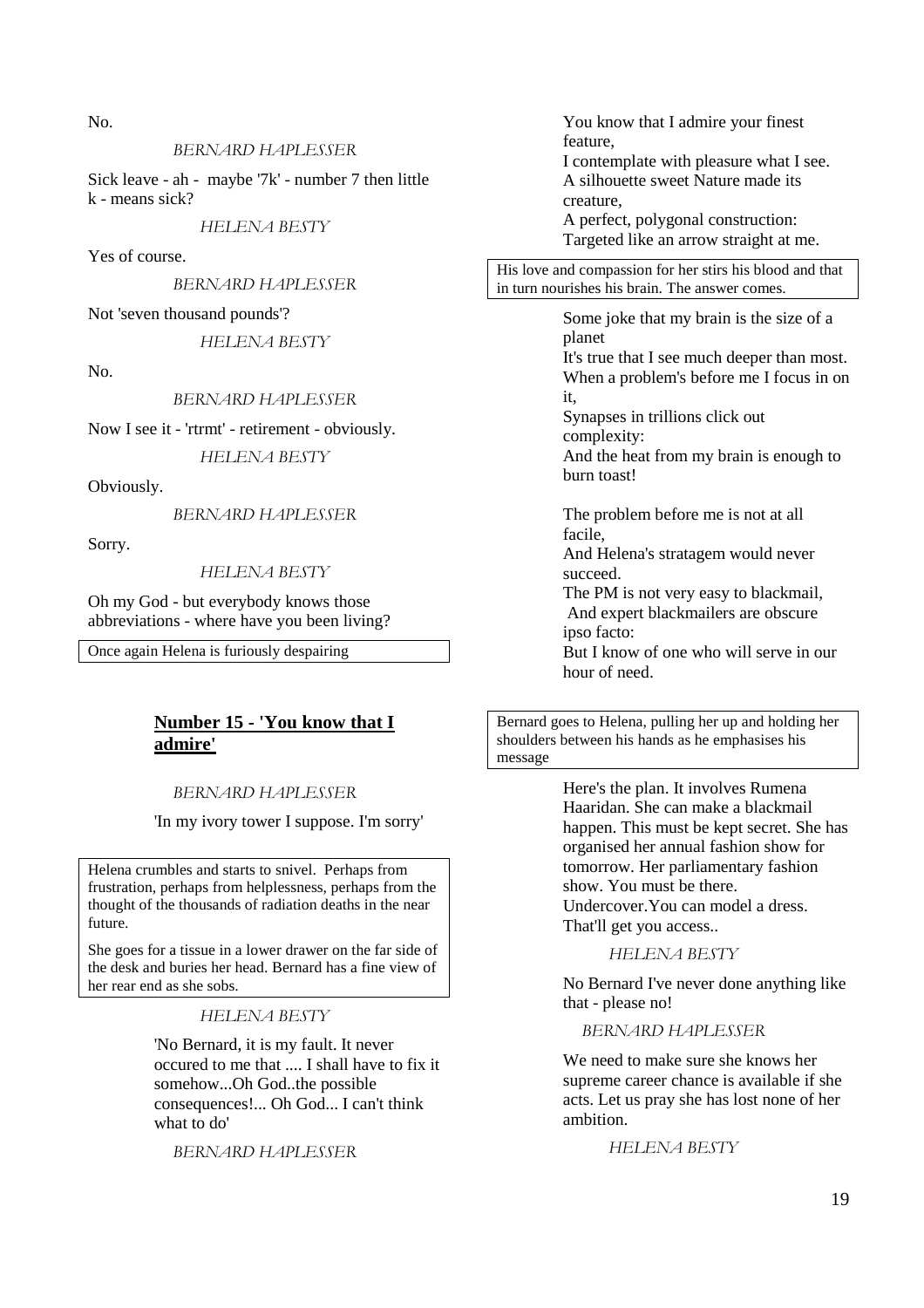No.

*BERNARD HAPLESSER*

Sick leave - ah - maybe '7k' - number 7 then little k - means sick?

*HELENA BESTY*

Yes of course.

*BERNARD HAPLESSER*

Not 'seven thousand pounds'?

*HELENA BESTY*

No.

*BERNARD HAPLESSER*

Now I see it - 'rtrmt' - retirement - obviously.

*HELENA BESTY*

Obviously.

*BERNARD HAPLESSER*

Sorry.

*HELENA BESTY*

Oh my God - but everybody knows those abbreviations - where have you been living?

> Once again Helena is furiously despairing

## **Number 15 - 'You know that I admire'**

*BERNARD HAPLESSER*

'In my ivory tower I suppose. I'm sorry'

> Helena crumbles and starts to snivel. Perhaps from frustration, perhaps from helplessness, perhaps from the thought of the thousands of radiation deaths in the near future.
>
> She goes for a tissue in a lower drawer on the far side of the desk and buries her head. Bernard has a fine view of her rear end as she sobs.

*HELENA BESTY*

'No Bernard, it is my fault. It never occured to me that .... I shall have to fix it somehow...Oh God..the possible consequences!... Oh God... I can't think what to do'

*BERNARD HAPLESSER*

You know that I admire your finest feature,
I contemplate with pleasure what I see.
A silhouette sweet Nature made its creature,
A perfect, polygonal construction:
Targeted like an arrow straight at me.

> His love and compassion for her stirs his blood and that in turn nourishes his brain. The answer comes.

Some joke that my brain is the size of a planet
It's true that I see much deeper than most.
When a problem's before me I focus in on it,
Synapses in trillions click out complexity:
And the heat from my brain is enough to burn toast!

The problem before me is not at all facile,
And Helena's stratagem would never succeed.
The PM is not very easy to blackmail,
And expert blackmailers are obscure ipso facto:
But I know of one who will serve in our hour of need.

> Bernard goes to Helena, pulling her up and holding her shoulders between his hands as he emphasises his message

Here's the plan. It involves Rumena Haaridan. She can make a blackmail happen. This must be kept secret. She has organised her annual fashion show for tomorrow. Her parliamentary fashion show. You must be there. Undercover.You can model a dress. That'll get you access..

*HELENA BESTY*

No Bernard I've never done anything like that - please no!

*BERNARD HAPLESSER*

We need to make sure she knows her supreme career chance is available if she acts. Let us pray she has lost none of her ambition.

*HELENA BESTY*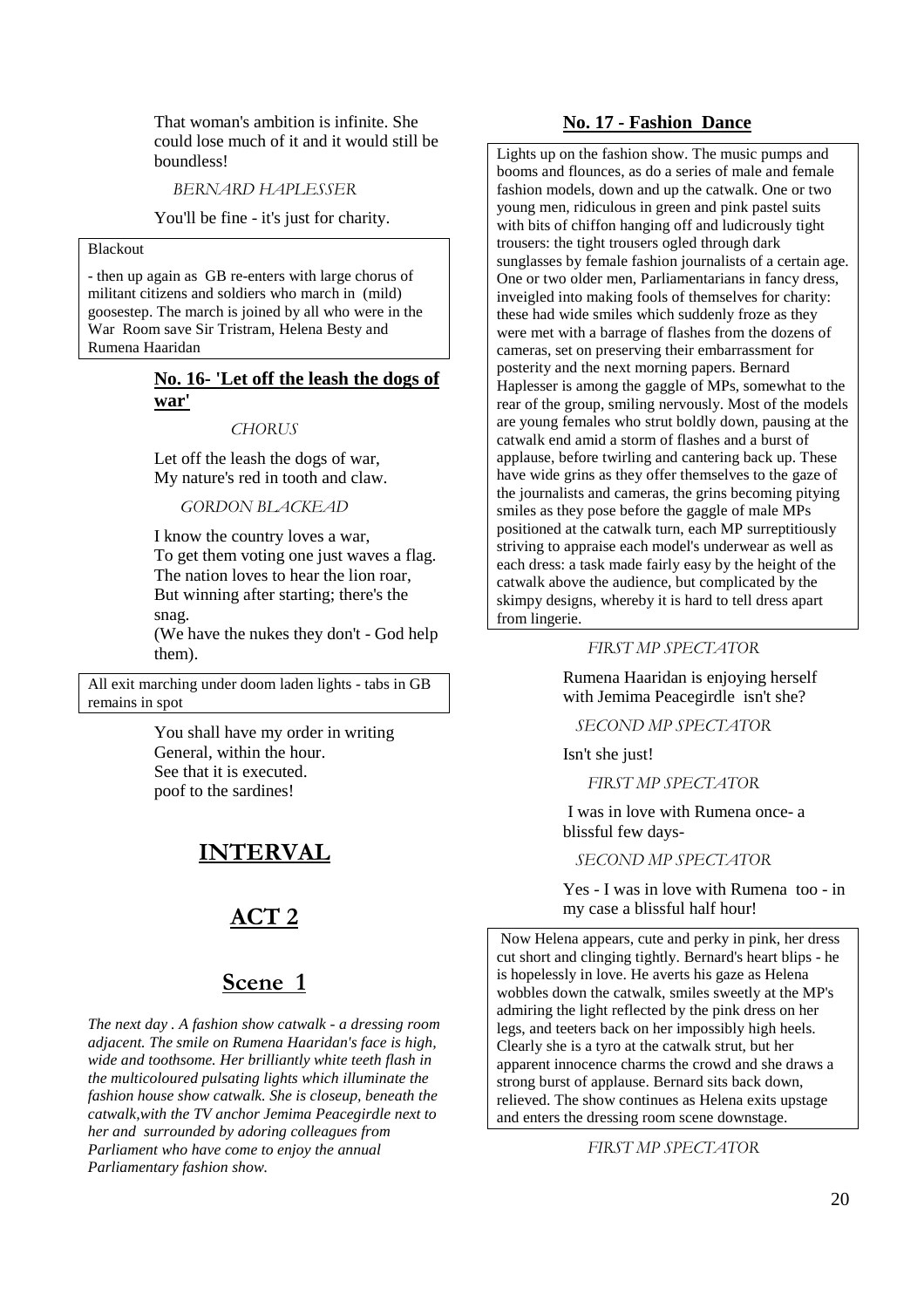That woman's ambition is infinite. She could lose much of it and it would still be boundless!

BERNARD HAPLESSER

You'll be fine - it's just for charity.

Blackout

- then up again as GB re-enters with large chorus of militant citizens and soldiers who march in (mild) goosestep. The march is joined by all who were in the War Room save Sir Tristram, Helena Besty and Rumena Haaridan

### No. 16- 'Let off the leash the dogs of war'

CHORUS

Let off the leash the dogs of war,
My nature's red in tooth and claw.

GORDON BLACKEAD

I know the country loves a war,
To get them voting one just waves a flag.
The nation loves to hear the lion roar,
But winning after starting; there's the snag.
(We have the nukes they don't - God help them).

All exit marching under doom laden lights - tabs in GB remains in spot

You shall have my order in writing General, within the hour.
See that it is executed.
poof to the sardines!

# INTERVAL

# ACT 2

## Scene 1

*The next day . A fashion show catwalk - a dressing room adjacent. The smile on Rumena Haaridan's face is high, wide and toothsome. Her brilliantly white teeth flash in the multicoloured pulsating lights which illuminate the fashion house show catwalk. She is closeup, beneath the catwalk,with the TV anchor Jemima Peacegirdle next to her and surrounded by adoring colleagues from Parliament who have come to enjoy the annual Parliamentary fashion show.*

### No. 17 - Fashion Dance

Lights up on the fashion show. The music pumps and booms and flounces, as do a series of male and female fashion models, down and up the catwalk. One or two young men, ridiculous in green and pink pastel suits with bits of chiffon hanging off and ludicrously tight trousers: the tight trousers ogled through dark sunglasses by female fashion journalists of a certain age. One or two older men, Parliamentarians in fancy dress, inveigled into making fools of themselves for charity: these had wide smiles which suddenly froze as they were met with a barrage of flashes from the dozens of cameras, set on preserving their embarrassment for posterity and the next morning papers. Bernard Haplesser is among the gaggle of MPs, somewhat to the rear of the group, smiling nervously. Most of the models are young females who strut boldly down, pausing at the catwalk end amid a storm of flashes and a burst of applause, before twirling and cantering back up. These have wide grins as they offer themselves to the gaze of the journalists and cameras, the grins becoming pitying smiles as they pose before the gaggle of male MPs positioned at the catwalk turn, each MP surreptitiously striving to appraise each model's underwear as well as each dress: a task made fairly easy by the height of the catwalk above the audience, but complicated by the skimpy designs, whereby it is hard to tell dress apart from lingerie.

FIRST MP SPECTATOR

Rumena Haaridan is enjoying herself with Jemima Peacegirdle isn't she?

SECOND MP SPECTATOR

Isn't she just!

FIRST MP SPECTATOR

I was in love with Rumena once- a blissful few days-

SECOND MP SPECTATOR

Yes - I was in love with Rumena too - in my case a blissful half hour!

Now Helena appears, cute and perky in pink, her dress cut short and clinging tightly. Bernard's heart blips - he is hopelessly in love. He averts his gaze as Helena wobbles down the catwalk, smiles sweetly at the MP's admiring the light reflected by the pink dress on her legs, and teeters back on her impossibly high heels. Clearly she is a tyro at the catwalk strut, but her apparent innocence charms the crowd and she draws a strong burst of applause. Bernard sits back down, relieved. The show continues as Helena exits upstage and enters the dressing room scene downstage.

FIRST MP SPECTATOR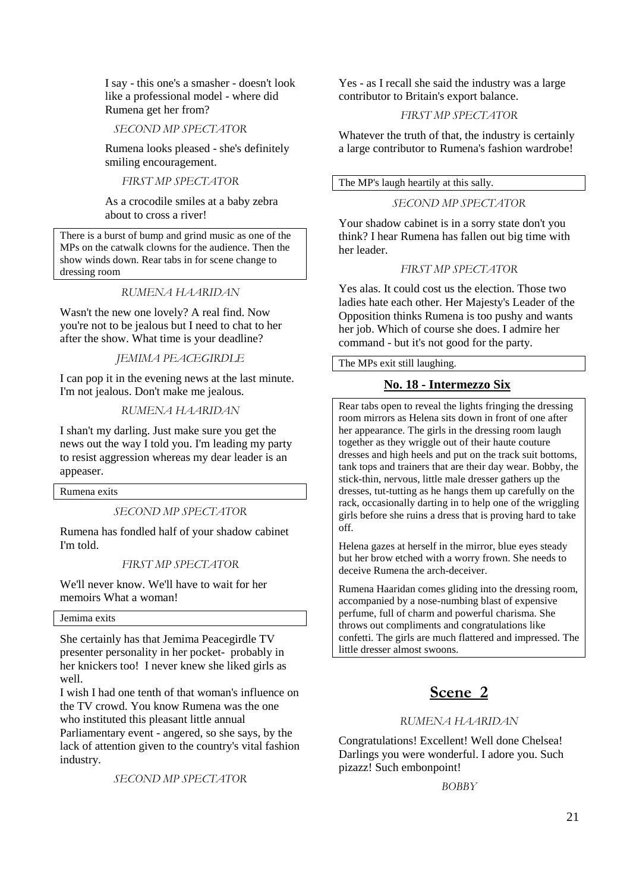I say - this one's a smasher - doesn't look like a professional model - where did Rumena get her from?

SECOND MP SPECTATOR

Rumena looks pleased - she's definitely smiling encouragement.

FIRST MP SPECTATOR

As a crocodile smiles at a baby zebra about to cross a river!

There is a burst of bump and grind music as one of the MPs on the catwalk clowns for the audience. Then the show winds down. Rear tabs in for scene change to dressing room

RUMENA HAARIDAN

Wasn't the new one lovely? A real find. Now you're not to be jealous but I need to chat to her after the show. What time is your deadline?

JEMIMA PEACEGIRDLE

I can pop it in the evening news at the last minute. I'm not jealous. Don't make me jealous.

RUMENA HAARIDAN

I shan't my darling. Just make sure you get the news out the way I told you. I'm leading my party to resist aggression whereas my dear leader is an appeaser.

Rumena exits

SECOND MP SPECTATOR

Rumena has fondled half of your shadow cabinet I'm told.

FIRST MP SPECTATOR

We'll never know. We'll have to wait for her memoirs What a woman!

Jemima exits

She certainly has that Jemima Peacegirdle TV presenter personality in her pocket- probably in her knickers too! I never knew she liked girls as well.
I wish I had one tenth of that woman's influence on the TV crowd. You know Rumena was the one who instituted this pleasant little annual Parliamentary event - angered, so she says, by the lack of attention given to the country's vital fashion industry.

SECOND MP SPECTATOR

Yes - as I recall she said the industry was a large contributor to Britain's export balance.

FIRST MP SPECTATOR

Whatever the truth of that, the industry is certainly a large contributor to Rumena's fashion wardrobe!

The MP's laugh heartily at this sally.

SECOND MP SPECTATOR

Your shadow cabinet is in a sorry state don't you think? I hear Rumena has fallen out big time with her leader.

FIRST MP SPECTATOR

Yes alas. It could cost us the election. Those two ladies hate each other. Her Majesty's Leader of the Opposition thinks Rumena is too pushy and wants her job. Which of course she does. I admire her command - but it's not good for the party.

The MPs exit still laughing.

**No. 18 - Intermezzo Six**

Rear tabs open to reveal the lights fringing the dressing room mirrors as Helena sits down in front of one after her appearance. The girls in the dressing room laugh together as they wriggle out of their haute couture dresses and high heels and put on the track suit bottoms, tank tops and trainers that are their day wear. Bobby, the stick-thin, nervous, little male dresser gathers up the dresses, tut-tutting as he hangs them up carefully on the rack, occasionally darting in to help one of the wriggling girls before she ruins a dress that is proving hard to take off.

Helena gazes at herself in the mirror, blue eyes steady but her brow etched with a worry frown. She needs to deceive Rumena the arch-deceiver.

Rumena Haaridan comes gliding into the dressing room, accompanied by a nose-numbing blast of expensive perfume, full of charm and powerful charisma. She throws out compliments and congratulations like confetti. The girls are much flattered and impressed. The little dresser almost swoons.

# Scene 2

RUMENA HAARIDAN

Congratulations! Excellent! Well done Chelsea! Darlings you were wonderful. I adore you. Such pizazz! Such embonpoint!

BOBBY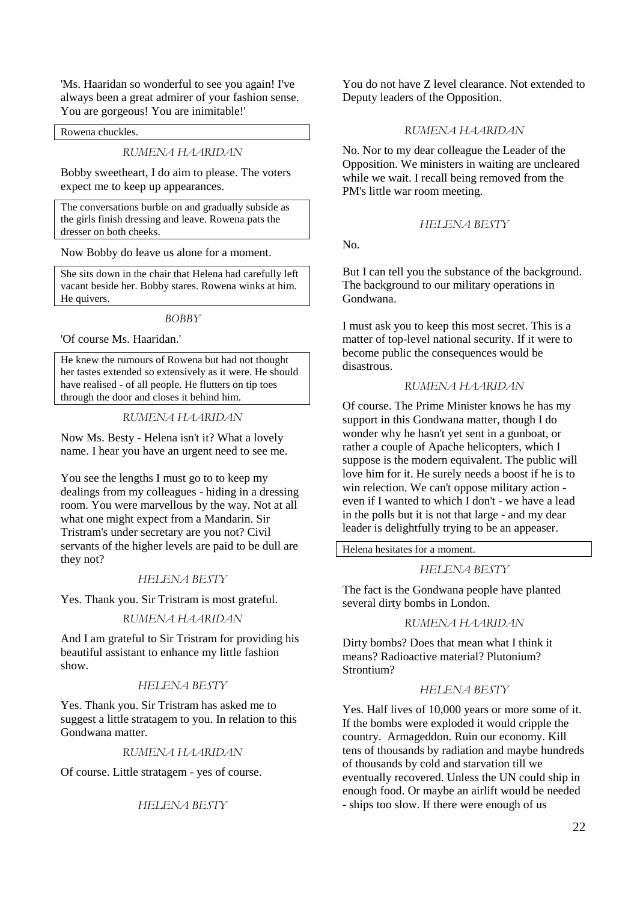'Ms. Haaridan so wonderful to see you again! I've always been a great admirer of your fashion sense. You are gorgeous! You are inimitable!'

Rowena chuckles.

*RUMENA HAARIDAN*

Bobby sweetheart, I do aim to please. The voters expect me to keep up appearances.

The conversations burble on and gradually subside as the girls finish dressing and leave. Rowena pats the dresser on both cheeks.

Now Bobby do leave us alone for a moment.

She sits down in the chair that Helena had carefully left vacant beside her. Bobby stares. Rowena winks at him. He quivers.

*BOBBY*

'Of course Ms. Haaridan.'

He knew the rumours of Rowena but had not thought her tastes extended so extensively as it were. He should have realised - of all people. He flutters on tip toes through the door and closes it behind him.

*RUMENA HAARIDAN*

Now Ms. Besty - Helena isn't it? What a lovely name. I hear you have an urgent need to see me.

You see the lengths I must go to to keep my dealings from my colleagues - hiding in a dressing room. You were marvellous by the way. Not at all what one might expect from a Mandarin. Sir Tristram's under secretary are you not? Civil servants of the higher levels are paid to be dull are they not?

*HELENA BESTY*

Yes. Thank you. Sir Tristram is most grateful.

*RUMENA HAARIDAN*

And I am grateful to Sir Tristram for providing his beautiful assistant to enhance my little fashion show.

*HELENA BESTY*

Yes. Thank you. Sir Tristram has asked me to suggest a little stratagem to you. In relation to this Gondwana matter.

*RUMENA HAARIDAN*

Of course. Little stratagem - yes of course.

*HELENA BESTY*

You do not have Z level clearance. Not extended to Deputy leaders of the Opposition.

*RUMENA HAARIDAN*

No. Nor to my dear colleague the Leader of the Opposition. We ministers in waiting are uncleared while we wait. I recall being removed from the PM's little war room meeting.

*HELENA BESTY*

No.

But I can tell you the substance of the background. The background to our military operations in Gondwana.

I must ask you to keep this most secret. This is a matter of top-level national security. If it were to become public the consequences would be disastrous.

*RUMENA HAARIDAN*

Of course. The Prime Minister knows he has my support in this Gondwana matter, though I do wonder why he hasn't yet sent in a gunboat, or rather a couple of Apache helicopters, which I suppose is the modern equivalent. The public will love him for it. He surely needs a boost if he is to win relection. We can't oppose military action - even if I wanted to which I don't - we have a lead in the polls but it is not that large - and my dear leader is delightfully trying to be an appeaser.

Helena hesitates for a moment.

*HELENA BESTY*

The fact is the Gondwana people have planted several dirty bombs in London.

*RUMENA HAARIDAN*

Dirty bombs? Does that mean what I think it means? Radioactive material? Plutonium? Strontium?

*HELENA BESTY*

Yes. Half lives of 10,000 years or more some of it. If the bombs were exploded it would cripple the country. Armageddon. Ruin our economy. Kill tens of thousands by radiation and maybe hundreds of thousands by cold and starvation till we eventually recovered. Unless the UN could ship in enough food. Or maybe an airlift would be needed - ships too slow. If there were enough of us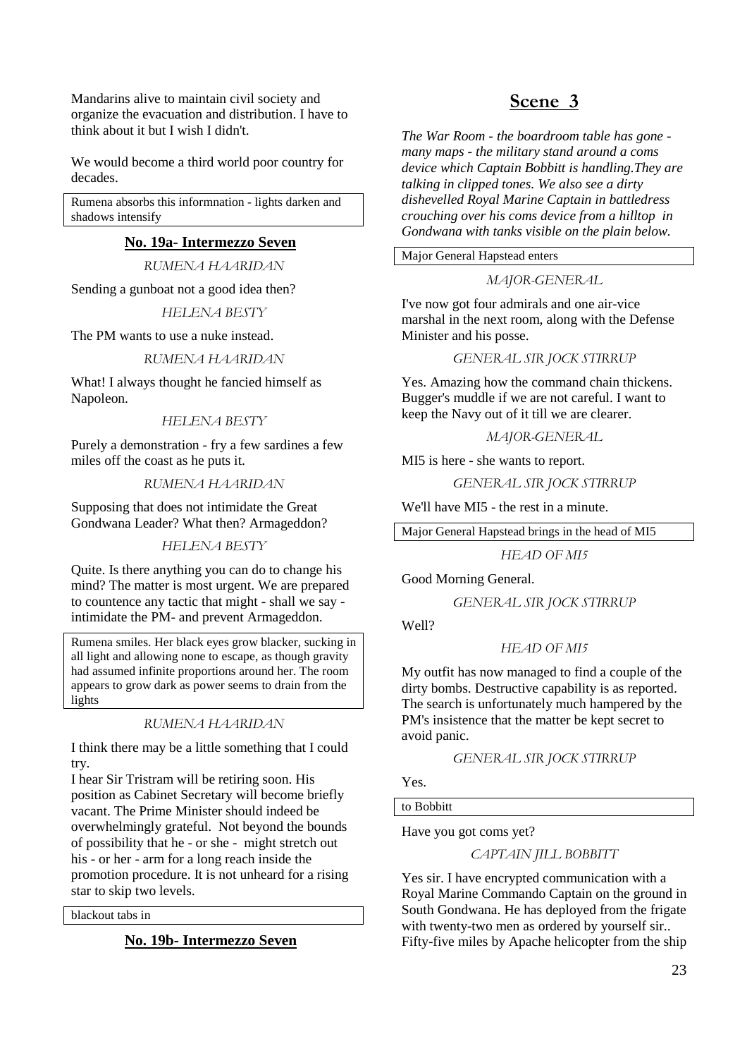Mandarins alive to maintain civil society and organize the evacuation and distribution. I have to think about it but I wish I didn't.

We would become a third world poor country for decades.

Rumena absorbs this informnation - lights darken and shadows intensify

### No. 19a- Intermezzo Seven

RUMENA HAARIDAN

Sending a gunboat not a good idea then?

HELENA BESTY

The PM wants to use a nuke instead.

RUMENA HAARIDAN

What! I always thought he fancied himself as Napoleon.

HELENA BESTY

Purely a demonstration - fry a few sardines a few miles off the coast as he puts it.

RUMENA HAARIDAN

Supposing that does not intimidate the Great Gondwana Leader? What then? Armageddon?

HELENA BESTY

Quite. Is there anything you can do to change his mind? The matter is most urgent. We are prepared to countence any tactic that might - shall we say - intimidate the PM- and prevent Armageddon.

Rumena smiles. Her black eyes grow blacker, sucking in all light and allowing none to escape, as though gravity had assumed infinite proportions around her. The room appears to grow dark as power seems to drain from the lights

RUMENA HAARIDAN

I think there may be a little something that I could try.
I hear Sir Tristram will be retiring soon. His position as Cabinet Secretary will become briefly vacant. The Prime Minister should indeed be overwhelmingly grateful. Not beyond the bounds of possibility that he - or she - might stretch out his - or her - arm for a long reach inside the promotion procedure. It is not unheard for a rising star to skip two levels.

blackout tabs in

### No. 19b- Intermezzo Seven

## Scene 3

*The War Room - the boardroom table has gone - many maps - the military stand around a coms device which Captain Bobbitt is handling.They are talking in clipped tones. We also see a dirty dishevelled Royal Marine Captain in battledress crouching over his coms device from a hilltop in Gondwana with tanks visible on the plain below.*

Major General Hapstead enters

MAJOR-GENERAL

I've now got four admirals and one air-vice marshal in the next room, along with the Defense Minister and his posse.

GENERAL SIR JOCK STIRRUP

Yes. Amazing how the command chain thickens. Bugger's muddle if we are not careful. I want to keep the Navy out of it till we are clearer.

MAJOR-GENERAL

MI5 is here - she wants to report.

GENERAL SIR JOCK STIRRUP

We'll have MI5 - the rest in a minute.

Major General Hapstead brings in the head of MI5

HEAD OF MI5

Good Morning General.

GENERAL SIR JOCK STIRRUP

Well?

HEAD OF MI5

My outfit has now managed to find a couple of the dirty bombs. Destructive capability is as reported. The search is unfortunately much hampered by the PM's insistence that the matter be kept secret to avoid panic.

GENERAL SIR JOCK STIRRUP

Yes.

to Bobbitt

Have you got coms yet?

CAPTAIN JILL BOBBITT

Yes sir. I have encrypted communication with a Royal Marine Commando Captain on the ground in South Gondwana. He has deployed from the frigate with twenty-two men as ordered by yourself sir.. Fifty-five miles by Apache helicopter from the ship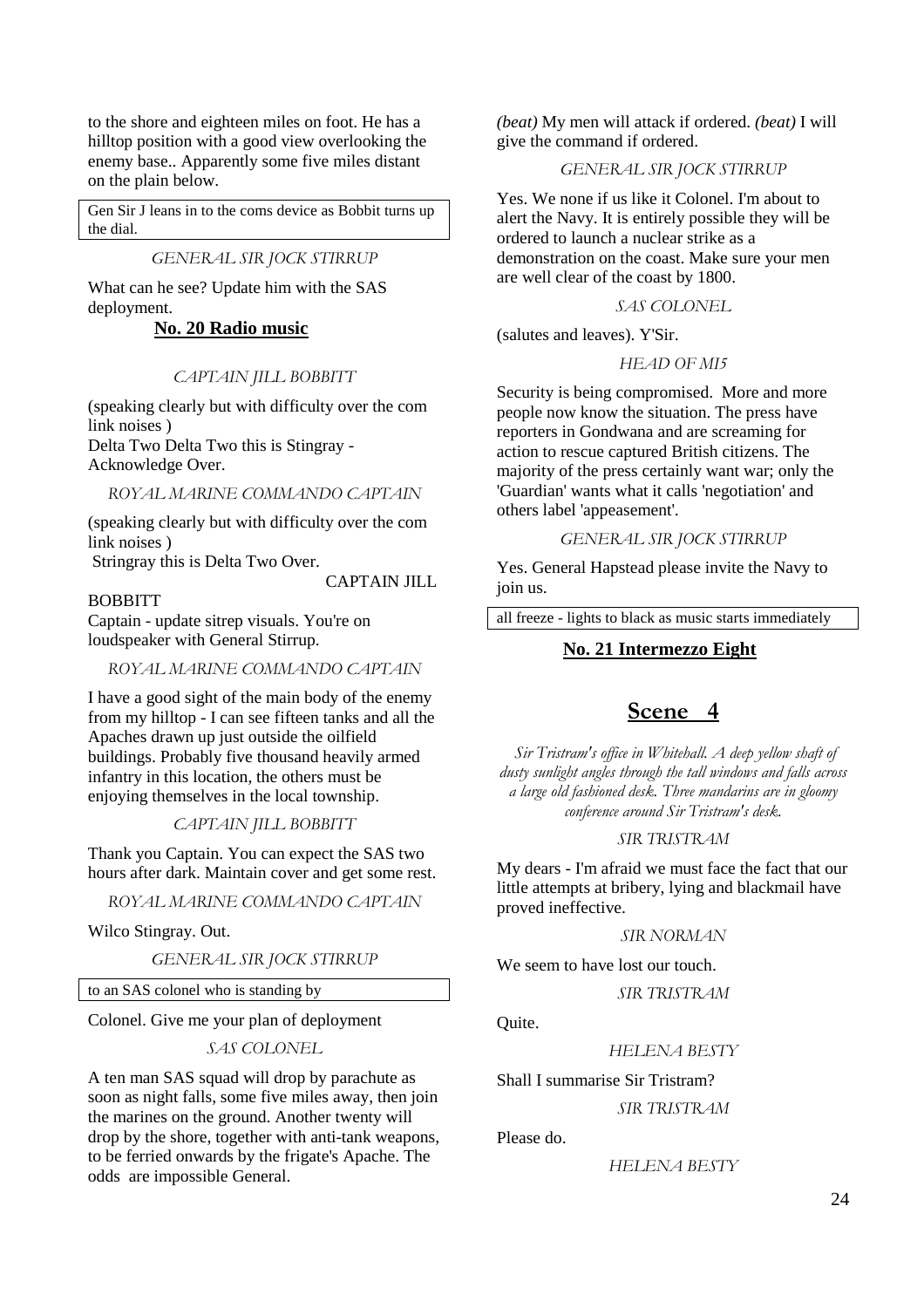to the shore and eighteen miles on foot. He has a hilltop position with a good view overlooking the enemy base.. Apparently some five miles distant on the plain below.

Gen Sir J leans in to the coms device as Bobbit turns up the dial.

*GENERAL SIR JOCK STIRRUP*

What can he see? Update him with the SAS deployment.

**No. 20 Radio music**

*CAPTAIN JILL BOBBITT*

(speaking clearly but with difficulty over the com link noises )
Delta Two Delta Two this is Stingray - Acknowledge Over.

*ROYAL MARINE COMMANDO CAPTAIN*

(speaking clearly but with difficulty over the com link noises )
Stringray this is Delta Two Over.

CAPTAIN JILL BOBBITT

Captain - update sitrep visuals. You're on loudspeaker with General Stirrup.

*ROYAL MARINE COMMANDO CAPTAIN*

I have a good sight of the main body of the enemy from my hilltop - I can see fifteen tanks and all the Apaches drawn up just outside the oilfield buildings. Probably five thousand heavily armed infantry in this location, the others must be enjoying themselves in the local township.

*CAPTAIN JILL BOBBITT*

Thank you Captain. You can expect the SAS two hours after dark. Maintain cover and get some rest.

*ROYAL MARINE COMMANDO CAPTAIN*

Wilco Stingray. Out.

*GENERAL SIR JOCK STIRRUP*

to an SAS colonel who is standing by

Colonel. Give me your plan of deployment

*SAS COLONEL*

A ten man SAS squad will drop by parachute as soon as night falls, some five miles away, then join the marines on the ground. Another twenty will drop by the shore, together with anti-tank weapons, to be ferried onwards by the frigate's Apache. The odds are impossible General. *(beat)* My men will attack if ordered. *(beat)* I will give the command if ordered.

*GENERAL SIR JOCK STIRRUP*

Yes. We none if us like it Colonel. I'm about to alert the Navy. It is entirely possible they will be ordered to launch a nuclear strike as a demonstration on the coast. Make sure your men are well clear of the coast by 1800.

*SAS COLONEL*

(salutes and leaves). Y'Sir.

*HEAD OF MI5*

Security is being compromised. More and more people now know the situation. The press have reporters in Gondwana and are screaming for action to rescue captured British citizens. The majority of the press certainly want war; only the 'Guardian' wants what it calls 'negotiation' and others label 'appeasement'.

*GENERAL SIR JOCK STIRRUP*

Yes. General Hapstead please invite the Navy to join us.

all freeze - lights to black as music starts immediately

**No. 21 Intermezzo Eight**

## Scene 4

*Sir Tristram's office in Whitehall. A deep yellow shaft of dusty sunlight angles through the tall windows and falls across a large old fashioned desk. Three mandarins are in gloomy conference around Sir Tristram's desk.*

*SIR TRISTRAM*

My dears - I'm afraid we must face the fact that our little attempts at bribery, lying and blackmail have proved ineffective.

*SIR NORMAN*

We seem to have lost our touch.

*SIR TRISTRAM*

Quite.

*HELENA BESTY*

Shall I summarise Sir Tristram?

*SIR TRISTRAM*

Please do.

*HELENA BESTY*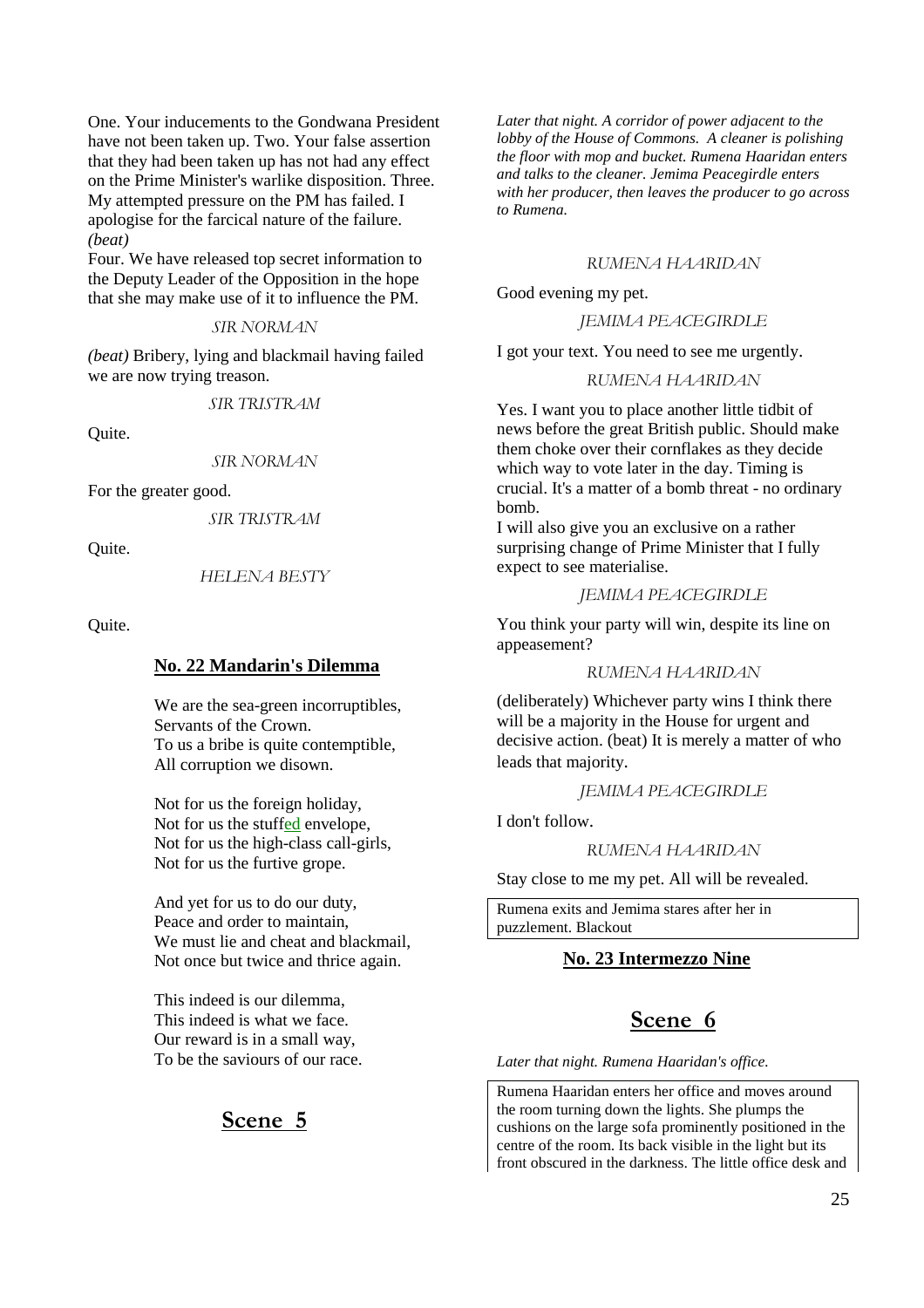One. Your inducements to the Gondwana President have not been taken up. Two. Your false assertion that they had been taken up has not had any effect on the Prime Minister's warlike disposition. Three. My attempted pressure on the PM has failed. I apologise for the farcical nature of the failure.
*(beat)*
Four. We have released top secret information to the Deputy Leader of the Opposition in the hope that she may make use of it to influence the PM.

SIR NORMAN

*(beat)* Bribery, lying and blackmail having failed we are now trying treason.

SIR TRISTRAM

Quite.

SIR NORMAN

For the greater good.

SIR TRISTRAM

Quite.

HELENA BESTY

Quite.

### No. 22 Mandarin's Dilemma

We are the sea-green incorruptibles,
Servants of the Crown.
To us a bribe is quite contemptible,
All corruption we disown.

Not for us the foreign holiday,
Not for us the stuffed envelope,
Not for us the high-class call-girls,
Not for us the furtive grope.

And yet for us to do our duty,
Peace and order to maintain,
We must lie and cheat and blackmail,
Not once but twice and thrice again.

This indeed is our dilemma,
This indeed is what we face.
Our reward is in a small way,
To be the saviours of our race.

## Scene 5

*Later that night. A corridor of power adjacent to the lobby of the House of Commons. A cleaner is polishing the floor with mop and bucket. Rumena Haaridan enters and talks to the cleaner. Jemima Peacegirdle enters with her producer, then leaves the producer to go across to Rumena.*

RUMENA HAARIDAN

Good evening my pet.

JEMIMA PEACEGIRDLE

I got your text. You need to see me urgently.

RUMENA HAARIDAN

Yes. I want you to place another little tidbit of news before the great British public. Should make them choke over their cornflakes as they decide which way to vote later in the day. Timing is crucial. It's a matter of a bomb threat - no ordinary bomb.
I will also give you an exclusive on a rather surprising change of Prime Minister that I fully expect to see materialise.

JEMIMA PEACEGIRDLE

You think your party will win, despite its line on appeasement?

RUMENA HAARIDAN

(deliberately) Whichever party wins I think there will be a majority in the House for urgent and decisive action. (beat) It is merely a matter of who leads that majority.

JEMIMA PEACEGIRDLE

I don't follow.

RUMENA HAARIDAN

Stay close to me my pet. All will be revealed.

Rumena exits and Jemima stares after her in puzzlement. Blackout

### No. 23 Intermezzo Nine

## Scene 6

*Later that night. Rumena Haaridan's office.*

Rumena Haaridan enters her office and moves around the room turning down the lights. She plumps the cushions on the large sofa prominently positioned in the centre of the room. Its back visible in the light but its front obscured in the darkness. The little office desk and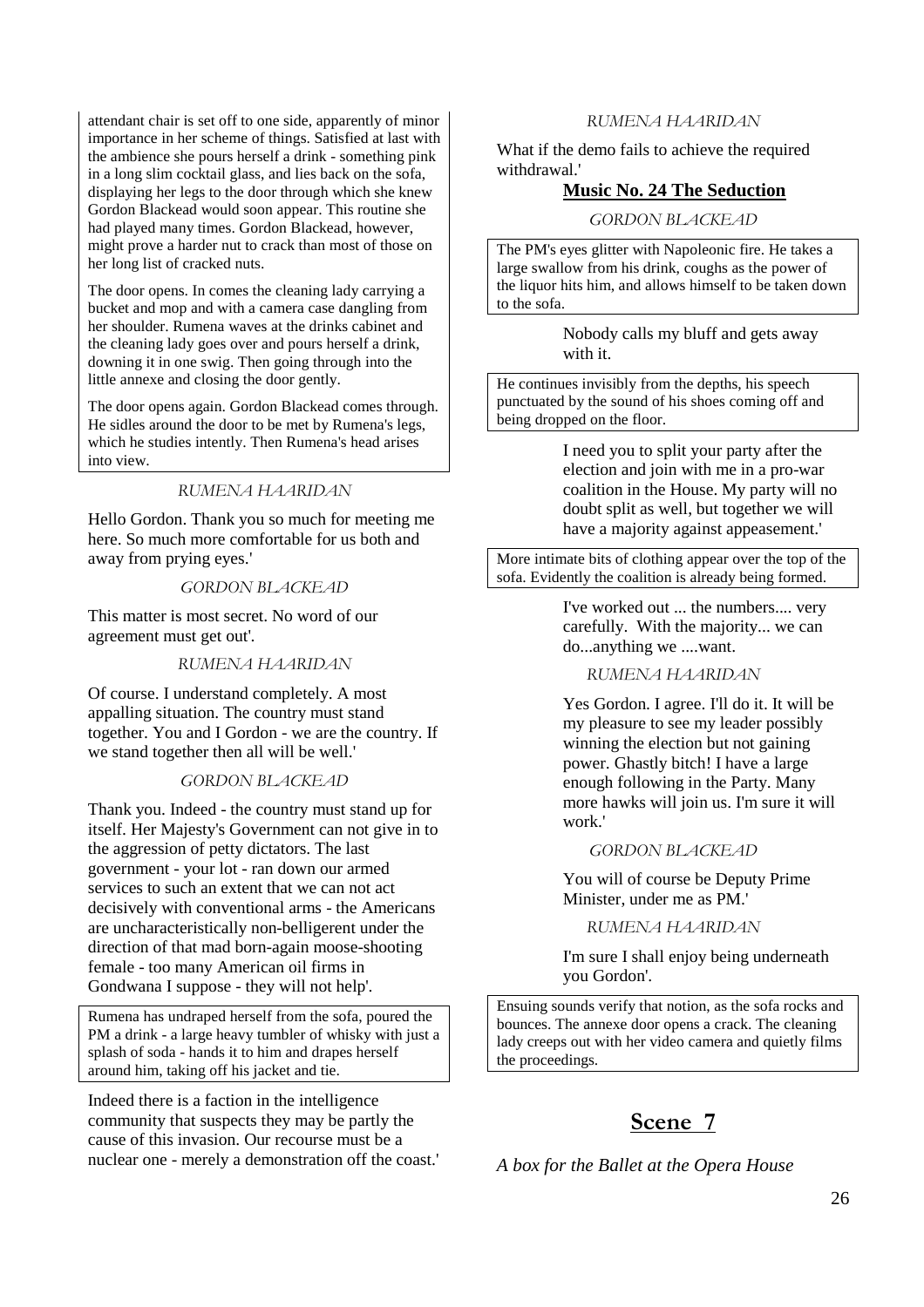attendant chair is set off to one side, apparently of minor importance in her scheme of things. Satisfied at last with the ambience she pours herself a drink - something pink in a long slim cocktail glass, and lies back on the sofa, displaying her legs to the door through which she knew Gordon Blackead would soon appear. This routine she had played many times. Gordon Blackead, however, might prove a harder nut to crack than most of those on her long list of cracked nuts.

The door opens. In comes the cleaning lady carrying a bucket and mop and with a camera case dangling from her shoulder. Rumena waves at the drinks cabinet and the cleaning lady goes over and pours herself a drink, downing it in one swig. Then going through into the little annexe and closing the door gently.

The door opens again. Gordon Blackead comes through. He sidles around the door to be met by Rumena's legs, which he studies intently. Then Rumena's head arises into view.

RUMENA HAARIDAN

Hello Gordon. Thank you so much for meeting me here. So much more comfortable for us both and away from prying eyes.'

GORDON BLACKEAD

This matter is most secret. No word of our agreement must get out'.

RUMENA HAARIDAN

Of course. I understand completely. A most appalling situation. The country must stand together. You and I Gordon - we are the country. If we stand together then all will be well.'

GORDON BLACKEAD

Thank you. Indeed - the country must stand up for itself. Her Majesty's Government can not give in to the aggression of petty dictators. The last government - your lot - ran down our armed services to such an extent that we can not act decisively with conventional arms - the Americans are uncharacteristically non-belligerent under the direction of that mad born-again moose-shooting female - too many American oil firms in Gondwana I suppose - they will not help'.

Rumena has undraped herself from the sofa, poured the PM a drink - a large heavy tumbler of whisky with just a splash of soda - hands it to him and drapes herself around him, taking off his jacket and tie.

Indeed there is a faction in the intelligence community that suspects they may be partly the cause of this invasion. Our recourse must be a nuclear one - merely a demonstration off the coast.'

RUMENA HAARIDAN

What if the demo fails to achieve the required withdrawal.'

**Music No. 24 The Seduction**

GORDON BLACKEAD

The PM's eyes glitter with Napoleonic fire. He takes a large swallow from his drink, coughs as the power of the liquor hits him, and allows himself to be taken down to the sofa.

Nobody calls my bluff and gets away with it.

He continues invisibly from the depths, his speech punctuated by the sound of his shoes coming off and being dropped on the floor.

I need you to split your party after the election and join with me in a pro-war coalition in the House. My party will no doubt split as well, but together we will have a majority against appeasement.'

More intimate bits of clothing appear over the top of the sofa. Evidently the coalition is already being formed.

I've worked out ... the numbers.... very carefully. With the majority... we can do...anything we ....want.

RUMENA HAARIDAN

Yes Gordon. I agree. I'll do it. It will be my pleasure to see my leader possibly winning the election but not gaining power. Ghastly bitch! I have a large enough following in the Party. Many more hawks will join us. I'm sure it will work.'

GORDON BLACKEAD

You will of course be Deputy Prime Minister, under me as PM.'

RUMENA HAARIDAN

I'm sure I shall enjoy being underneath you Gordon'.

Ensuing sounds verify that notion, as the sofa rocks and bounces. The annexe door opens a crack. The cleaning lady creeps out with her video camera and quietly films the proceedings.

## Scene 7

*A box for the Ballet at the Opera House*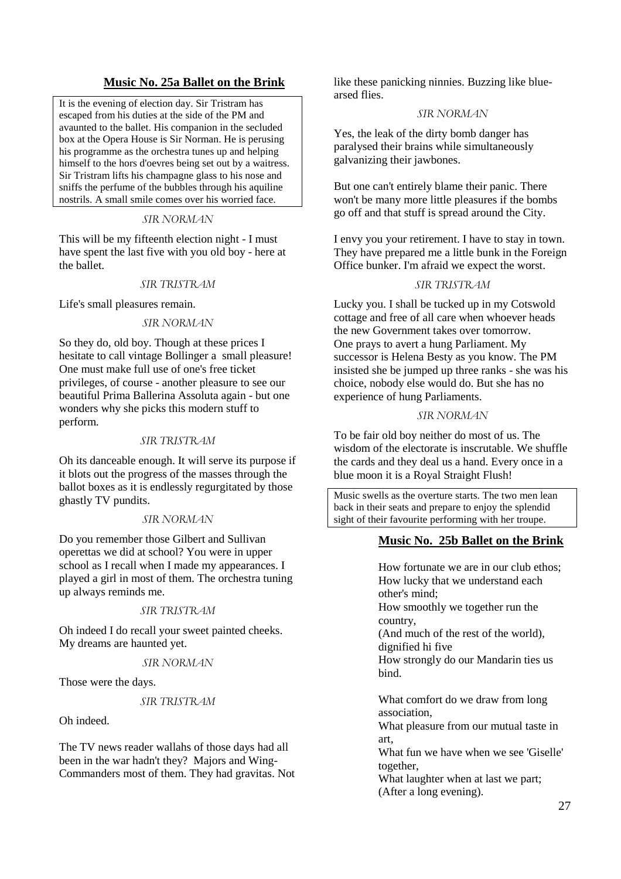## Music No. 25a Ballet on the Brink

It is the evening of election day. Sir Tristram has escaped from his duties at the side of the PM and avaunted to the ballet. His companion in the secluded box at the Opera House is Sir Norman. He is perusing his programme as the orchestra tunes up and helping himself to the hors d'oevres being set out by a waitress. Sir Tristram lifts his champagne glass to his nose and sniffs the perfume of the bubbles through his aquiline nostrils. A small smile comes over his worried face.

SIR NORMAN

This will be my fifteenth election night - I must have spent the last five with you old boy - here at the ballet.

SIR TRISTRAM

Life's small pleasures remain.

SIR NORMAN

So they do, old boy. Though at these prices I hesitate to call vintage Bollinger a small pleasure! One must make full use of one's free ticket privileges, of course - another pleasure to see our beautiful Prima Ballerina Assoluta again - but one wonders why she picks this modern stuff to perform.

SIR TRISTRAM

Oh its danceable enough. It will serve its purpose if it blots out the progress of the masses through the ballot boxes as it is endlessly regurgitated by those ghastly TV pundits.

SIR NORMAN

Do you remember those Gilbert and Sullivan operettas we did at school? You were in upper school as I recall when I made my appearances. I played a girl in most of them. The orchestra tuning up always reminds me.

SIR TRISTRAM

Oh indeed I do recall your sweet painted cheeks. My dreams are haunted yet.

SIR NORMAN

Those were the days.

SIR TRISTRAM

Oh indeed.

The TV news reader wallahs of those days had all been in the war hadn't they? Majors and Wing-Commanders most of them. They had gravitas. Not like these panicking ninnies. Buzzing like blue-arsed flies.

SIR NORMAN

Yes, the leak of the dirty bomb danger has paralysed their brains while simultaneously galvanizing their jawbones.

But one can't entirely blame their panic. There won't be many more little pleasures if the bombs go off and that stuff is spread around the City.

I envy you your retirement. I have to stay in town. They have prepared me a little bunk in the Foreign Office bunker. I'm afraid we expect the worst.

SIR TRISTRAM

Lucky you. I shall be tucked up in my Cotswold cottage and free of all care when whoever heads the new Government takes over tomorrow.
One prays to avert a hung Parliament. My successor is Helena Besty as you know. The PM insisted she be jumped up three ranks - she was his choice, nobody else would do. But she has no experience of hung Parliaments.

SIR NORMAN

To be fair old boy neither do most of us. The wisdom of the electorate is inscrutable. We shuffle the cards and they deal us a hand. Every once in a blue moon it is a Royal Straight Flush!

Music swells as the overture starts. The two men lean back in their seats and prepare to enjoy the splendid sight of their favourite performing with her troupe.

## Music No. 25b Ballet on the Brink

How fortunate we are in our club ethos;
How lucky that we understand each other's mind;
How smoothly we together run the country,
(And much of the rest of the world), dignified hi five
How strongly do our Mandarin ties us bind.

What comfort do we draw from long association,
What pleasure from our mutual taste in art,
What fun we have when we see 'Giselle' together,
What laughter when at last we part;
(After a long evening).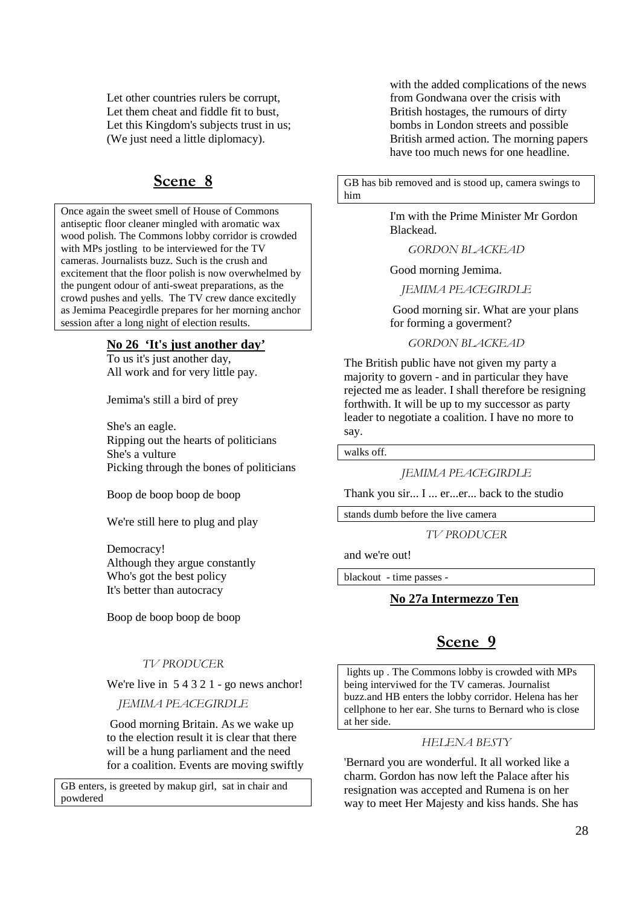Let other countries rulers be corrupt,
Let them cheat and fiddle fit to bust,
Let this Kingdom's subjects trust in us;
(We just need a little diplomacy).

## Scene 8

Once again the sweet smell of House of Commons antiseptic floor cleaner mingled with aromatic wax wood polish. The Commons lobby corridor is crowded with MPs jostling to be interviewed for the TV cameras. Journalists buzz. Such is the crush and excitement that the floor polish is now overwhelmed by the pungent odour of anti-sweat preparations, as the crowd pushes and yells. The TV crew dance excitedly as Jemima Peacegirdle prepares for her morning anchor session after a long night of election results.

**No 26 'It's just another day'**

To us it's just another day,
All work and for very little pay.

Jemima's still a bird of prey

She's an eagle.
Ripping out the hearts of politicians
She's a vulture
Picking through the bones of politicians

Boop de boop boop de boop

We're still here to plug and play

Democracy!
Although they argue constantly
Who's got the best policy
It's better than autocracy

Boop de boop boop de boop

TV PRODUCER

We're live in 5 4 3 2 1 - go news anchor!

JEMIMA PEACEGIRDLE

Good morning Britain. As we wake up to the election result it is clear that there will be a hung parliament and the need for a coalition. Events are moving swiftly

GB enters, is greeted by makup girl, sat in chair and powdered

with the added complications of the news from Gondwana over the crisis with British hostages, the rumours of dirty bombs in London streets and possible British armed action. The morning papers have too much news for one headline.

GB has bib removed and is stood up, camera swings to him

I'm with the Prime Minister Mr Gordon Blackead.

GORDON BLACKEAD

Good morning Jemima.

JEMIMA PEACEGIRDLE

Good morning sir. What are your plans for forming a goverment?

GORDON BLACKEAD

The British public have not given my party a majority to govern - and in particular they have rejected me as leader. I shall therefore be resigning forthwith. It will be up to my successor as party leader to negotiate a coalition. I have no more to say.

walks off.

JEMIMA PEACEGIRDLE

Thank you sir... I ... er...er... back to the studio

stands dumb before the live camera

TV PRODUCER

and we're out!

blackout - time passes -

**No 27a Intermezzo Ten**

## Scene 9

lights up . The Commons lobby is crowded with MPs being interviwed for the TV cameras. Journalist buzz.and HB enters the lobby corridor. Helena has her cellphone to her ear. She turns to Bernard who is close at her side.

HELENA BESTY

'Bernard you are wonderful. It all worked like a charm. Gordon has now left the Palace after his resignation was accepted and Rumena is on her way to meet Her Majesty and kiss hands. She has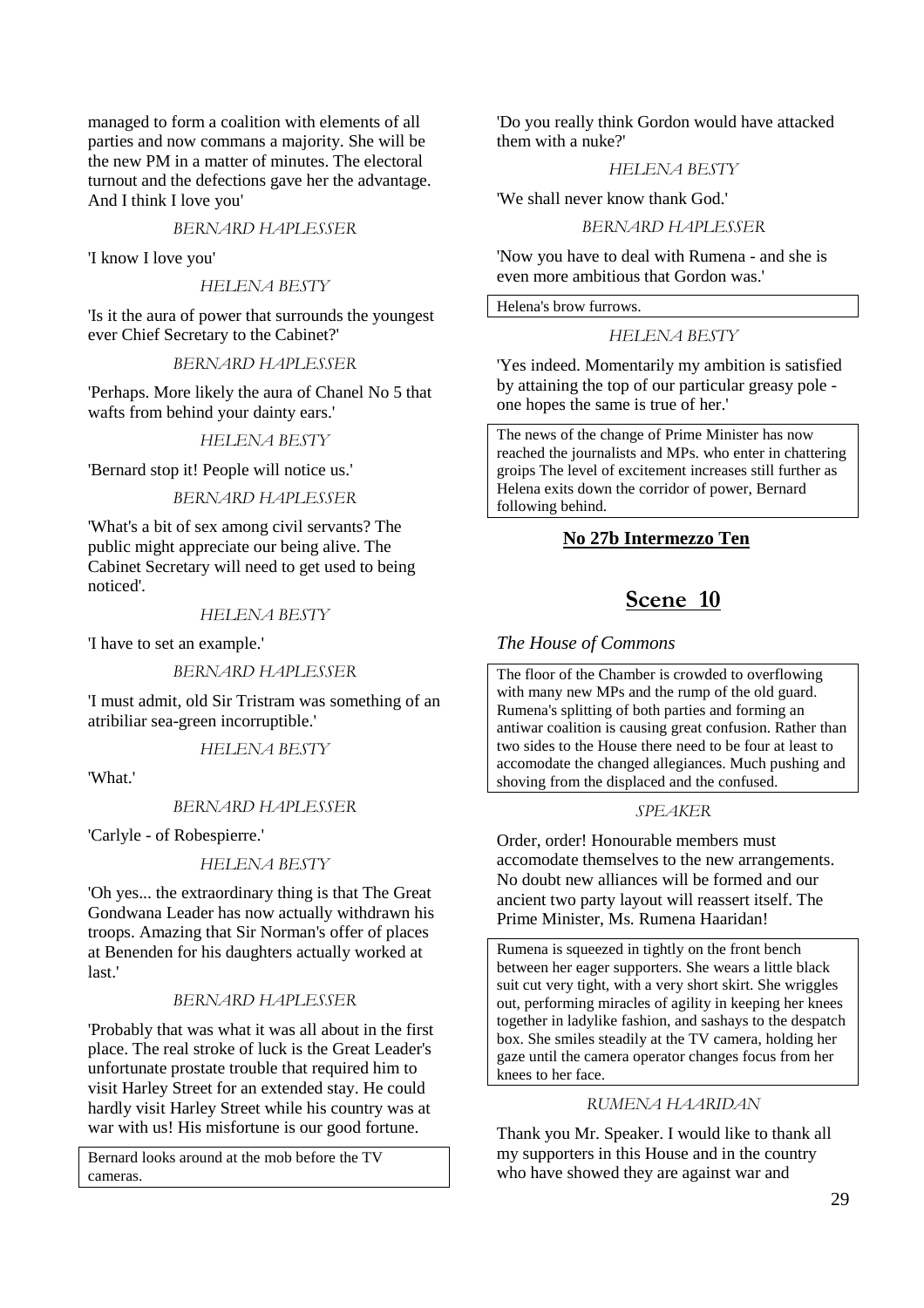managed to form a coalition with elements of all parties and now commans a majority. She will be the new PM in a matter of minutes. The electoral turnout and the defections gave her the advantage. And I think I love you'

BERNARD HAPLESSER

'I know I love you'

HELENA BESTY

'Is it the aura of power that surrounds the youngest ever Chief Secretary to the Cabinet?'

BERNARD HAPLESSER

'Perhaps. More likely the aura of Chanel No 5 that wafts from behind your dainty ears.'

HELENA BESTY

'Bernard stop it! People will notice us.'

BERNARD HAPLESSER

'What's a bit of sex among civil servants? The public might appreciate our being alive. The Cabinet Secretary will need to get used to being noticed'.

HELENA BESTY

'I have to set an example.'

BERNARD HAPLESSER

'I must admit, old Sir Tristram was something of an atribiliar sea-green incorruptible.'

HELENA BESTY

'What.'

BERNARD HAPLESSER

'Carlyle - of Robespierre.'

HELENA BESTY

'Oh yes... the extraordinary thing is that The Great Gondwana Leader has now actually withdrawn his troops. Amazing that Sir Norman's offer of places at Benenden for his daughters actually worked at last.'

BERNARD HAPLESSER

'Probably that was what it was all about in the first place. The real stroke of luck is the Great Leader's unfortunate prostate trouble that required him to visit Harley Street for an extended stay. He could hardly visit Harley Street while his country was at war with us! His misfortune is our good fortune.

Bernard looks around at the mob before the TV cameras.

'Do you really think Gordon would have attacked them with a nuke?'

HELENA BESTY

'We shall never know thank God.'

BERNARD HAPLESSER

'Now you have to deal with Rumena - and she is even more ambitious that Gordon was.'

Helena's brow furrows.

HELENA BESTY

'Yes indeed. Momentarily my ambition is satisfied by attaining the top of our particular greasy pole - one hopes the same is true of her.'

The news of the change of Prime Minister has now reached the journalists and MPs. who enter in chattering groips The level of excitement increases still further as Helena exits down the corridor of power, Bernard following behind.

**No 27b Intermezzo Ten**

# Scene 10

*The House of Commons*

The floor of the Chamber is crowded to overflowing with many new MPs and the rump of the old guard. Rumena's splitting of both parties and forming an antiwar coalition is causing great confusion. Rather than two sides to the House there need to be four at least to accomodate the changed allegiances. Much pushing and shoving from the displaced and the confused.

SPEAKER

Order, order! Honourable members must accomodate themselves to the new arrangements. No doubt new alliances will be formed and our ancient two party layout will reassert itself. The Prime Minister, Ms. Rumena Haaridan!

Rumena is squeezed in tightly on the front bench between her eager supporters. She wears a little black suit cut very tight, with a very short skirt. She wriggles out, performing miracles of agility in keeping her knees together in ladylike fashion, and sashays to the despatch box. She smiles steadily at the TV camera, holding her gaze until the camera operator changes focus from her knees to her face.

RUMENA HAARIDAN

Thank you Mr. Speaker. I would like to thank all my supporters in this House and in the country who have showed they are against war and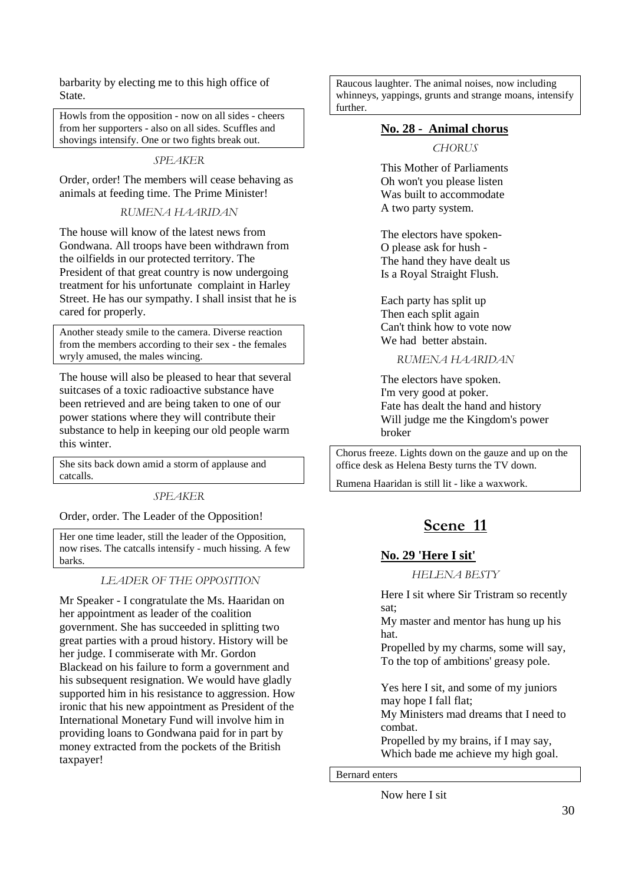barbarity by electing me to this high office of State.

> Howls from the opposition - now on all sides - cheers from her supporters - also on all sides. Scuffles and shovings intensify. One or two fights break out.

*SPEAKER*

Order, order! The members will cease behaving as animals at feeding time. The Prime Minister!

*RUMENA HAARIDAN*

The house will know of the latest news from Gondwana. All troops have been withdrawn from the oilfields in our protected territory. The President of that great country is now undergoing treatment for his unfortunate complaint in Harley Street. He has our sympathy. I shall insist that he is cared for properly.

> Another steady smile to the camera. Diverse reaction from the members according to their sex - the females wryly amused, the males wincing.

The house will also be pleased to hear that several suitcases of a toxic radioactive substance have been retrieved and are being taken to one of our power stations where they will contribute their substance to help in keeping our old people warm this winter.

> She sits back down amid a storm of applause and catcalls.

*SPEAKER*

Order, order. The Leader of the Opposition!

> Her one time leader, still the leader of the Opposition, now rises. The catcalls intensify - much hissing. A few barks.

*LEADER OF THE OPPOSITION*

Mr Speaker - I congratulate the Ms. Haaridan on her appointment as leader of the coalition government. She has succeeded in splitting two great parties with a proud history. History will be her judge. I commiserate with Mr. Gordon Blackead on his failure to form a government and his subsequent resignation. We would have gladly supported him in his resistance to aggression. How ironic that his new appointment as President of the International Monetary Fund will involve him in providing loans to Gondwana paid for in part by money extracted from the pockets of the British taxpayer!

> Raucous laughter. The animal noises, now including whinneys, yappings, grunts and strange moans, intensify further.

**No. 28 - Animal chorus**

*CHORUS*

This Mother of Parliaments
Oh won't you please listen
Was built to accommodate
A two party system.

The electors have spoken-
O please ask for hush -
The hand they have dealt us
Is a Royal Straight Flush.

Each party has split up
Then each split again
Can't think how to vote now
We had better abstain.

*RUMENA HAARIDAN*

The electors have spoken.
I'm very good at poker.
Fate has dealt the hand and history
Will judge me the Kingdom's power broker

> Chorus freeze. Lights down on the gauze and up on the office desk as Helena Besty turns the TV down.
>
> Rumena Haaridan is still lit - like a waxwork.

## Scene 11

**No. 29 'Here I sit'**

*HELENA BESTY*

Here I sit where Sir Tristram so recently sat;
My master and mentor has hung up his hat.
Propelled by my charms, some will say,
To the top of ambitions' greasy pole.

Yes here I sit, and some of my juniors may hope I fall flat;
My Ministers mad dreams that I need to combat.
Propelled by my brains, if I may say,
Which bade me achieve my high goal.

> Bernard enters

Now here I sit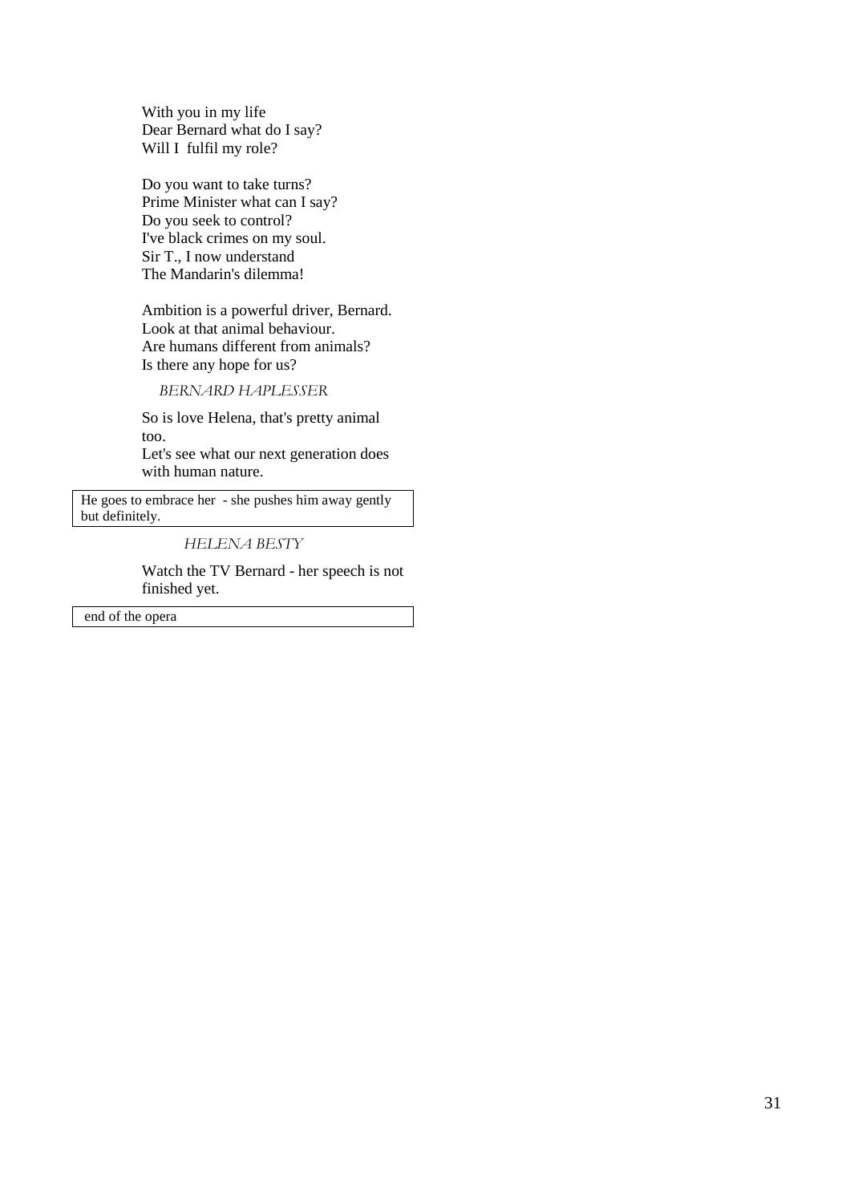With you in my life
Dear Bernard what do I say?
Will I  fulfil my role?

Do you want to take turns?
Prime Minister what can I say?
Do you seek to control?
I've black crimes on my soul.
Sir T., I now understand
The Mandarin's dilemma!

Ambition is a powerful driver, Bernard.
Look at that animal behaviour.
Are humans different from animals?
Is there any hope for us?

*BERNARD HAPLESSER*

So is love Helena, that's pretty animal too.
Let's see what our next generation does with human nature.

| |
|---|
| He goes to embrace her  - she pushes him away gently but definitely. |

*HELENA BESTY*

Watch the TV Bernard - her speech is not finished yet.

| |
|---|
| end of the opera |